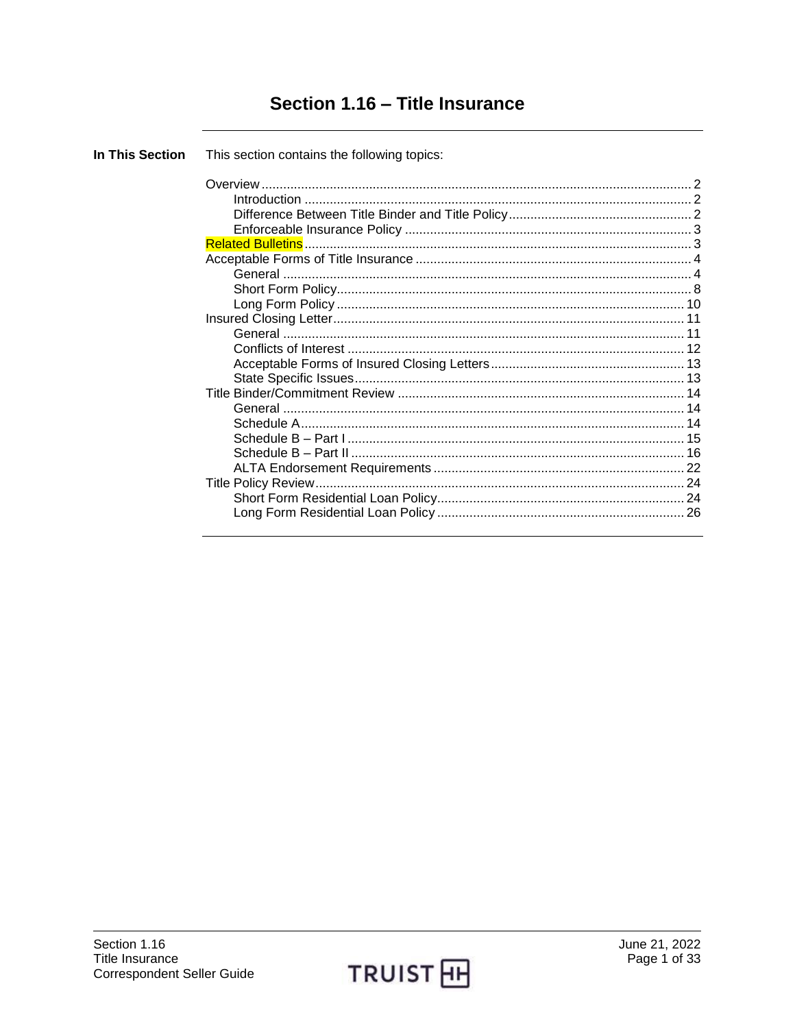# Section 1.16 – Title Insurance

**In This Section**

This section contains the following topics:

- Overview ... 2
  - Introduction ... 2
  - Difference Between Title Binder and Title Policy ... 2
  - Enforceable Insurance Policy ... 3
- Related Bulletins ... 3
- Acceptable Forms of Title Insurance ... 4
  - General ... 4
  - Short Form Policy ... 8
  - Long Form Policy ... 10
- Insured Closing Letter ... 11
  - General ... 11
  - Conflicts of Interest ... 12
  - Acceptable Forms of Insured Closing Letters ... 13
  - State Specific Issues ... 13
- Title Binder/Commitment Review ... 14
  - General ... 14
  - Schedule A ... 14
  - Schedule B – Part I ... 15
  - Schedule B – Part II ... 16
  - ALTA Endorsement Requirements ... 22
- Title Policy Review ... 24
  - Short Form Residential Loan Policy ... 24
  - Long Form Residential Loan Policy ... 26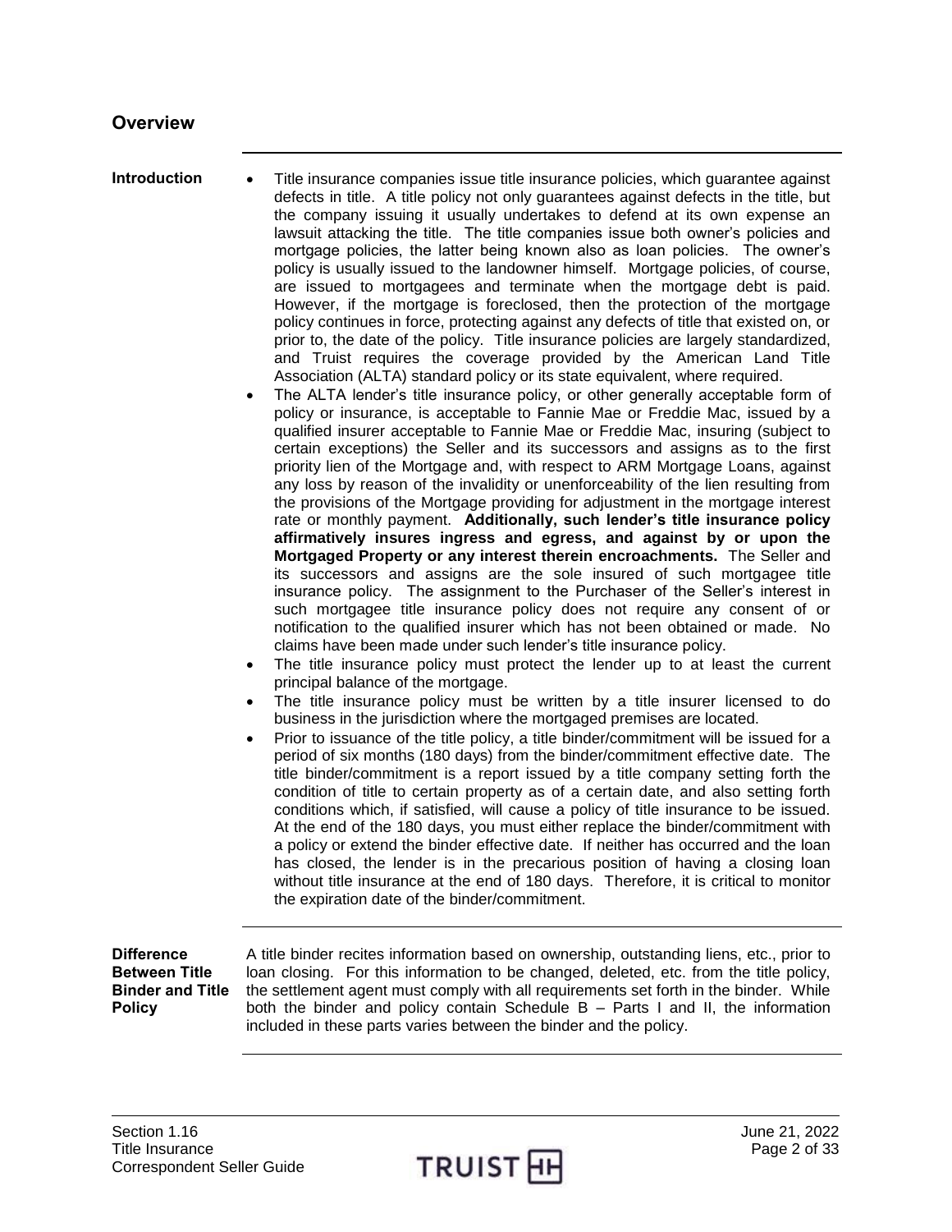## Overview

**Introduction**

- Title insurance companies issue title insurance policies, which guarantee against defects in title. A title policy not only guarantees against defects in the title, but the company issuing it usually undertakes to defend at its own expense an lawsuit attacking the title. The title companies issue both owner's policies and mortgage policies, the latter being known also as loan policies. The owner's policy is usually issued to the landowner himself. Mortgage policies, of course, are issued to mortgagees and terminate when the mortgage debt is paid. However, if the mortgage is foreclosed, then the protection of the mortgage policy continues in force, protecting against any defects of title that existed on, or prior to, the date of the policy. Title insurance policies are largely standardized, and Truist requires the coverage provided by the American Land Title Association (ALTA) standard policy or its state equivalent, where required.
- The ALTA lender's title insurance policy, or other generally acceptable form of policy or insurance, is acceptable to Fannie Mae or Freddie Mac, issued by a qualified insurer acceptable to Fannie Mae or Freddie Mac, insuring (subject to certain exceptions) the Seller and its successors and assigns as to the first priority lien of the Mortgage and, with respect to ARM Mortgage Loans, against any loss by reason of the invalidity or unenforceability of the lien resulting from the provisions of the Mortgage providing for adjustment in the mortgage interest rate or monthly payment. **Additionally, such lender's title insurance policy affirmatively insures ingress and egress, and against by or upon the Mortgaged Property or any interest therein encroachments.** The Seller and its successors and assigns are the sole insured of such mortgagee title insurance policy. The assignment to the Purchaser of the Seller's interest in such mortgagee title insurance policy does not require any consent of or notification to the qualified insurer which has not been obtained or made. No claims have been made under such lender's title insurance policy.
- The title insurance policy must protect the lender up to at least the current principal balance of the mortgage.
- The title insurance policy must be written by a title insurer licensed to do business in the jurisdiction where the mortgaged premises are located.
- Prior to issuance of the title policy, a title binder/commitment will be issued for a period of six months (180 days) from the binder/commitment effective date. The title binder/commitment is a report issued by a title company setting forth the condition of title to certain property as of a certain date, and also setting forth conditions which, if satisfied, will cause a policy of title insurance to be issued. At the end of the 180 days, you must either replace the binder/commitment with a policy or extend the binder effective date. If neither has occurred and the loan has closed, the lender is in the precarious position of having a closing loan without title insurance at the end of 180 days. Therefore, it is critical to monitor the expiration date of the binder/commitment.

**Difference Between Title Binder and Title Policy**

A title binder recites information based on ownership, outstanding liens, etc., prior to loan closing. For this information to be changed, deleted, etc. from the title policy, the settlement agent must comply with all requirements set forth in the binder. While both the binder and policy contain Schedule B – Parts I and II, the information included in these parts varies between the binder and the policy.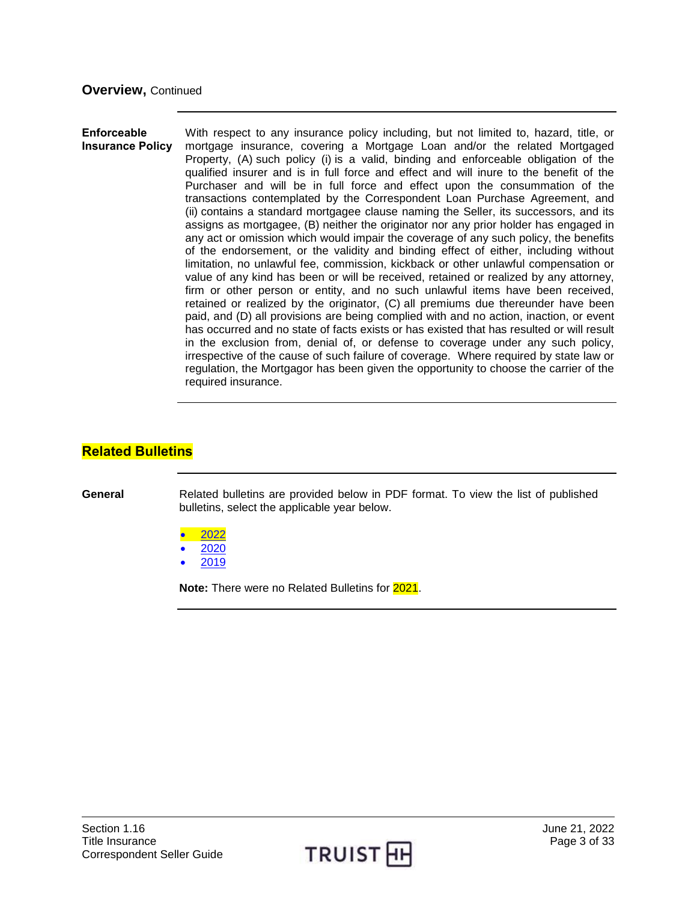## Overview, Continued

**Enforceable Insurance Policy**

With respect to any insurance policy including, but not limited to, hazard, title, or mortgage insurance, covering a Mortgage Loan and/or the related Mortgaged Property, (A) such policy (i) is a valid, binding and enforceable obligation of the qualified insurer and is in full force and effect and will inure to the benefit of the Purchaser and will be in full force and effect upon the consummation of the transactions contemplated by the Correspondent Loan Purchase Agreement, and (ii) contains a standard mortgagee clause naming the Seller, its successors, and its assigns as mortgagee, (B) neither the originator nor any prior holder has engaged in any act or omission which would impair the coverage of any such policy, the benefits of the endorsement, or the validity and binding effect of either, including without limitation, no unlawful fee, commission, kickback or other unlawful compensation or value of any kind has been or will be received, retained or realized by any attorney, firm or other person or entity, and no such unlawful items have been received, retained or realized by the originator, (C) all premiums due thereunder have been paid, and (D) all provisions are being complied with and no action, inaction, or event has occurred and no state of facts exists or has existed that has resulted or will result in the exclusion from, denial of, or defense to coverage under any such policy, irrespective of the cause of such failure of coverage. Where required by state law or regulation, the Mortgagor has been given the opportunity to choose the carrier of the required insurance.

## Related Bulletins

**General**

Related bulletins are provided below in PDF format. To view the list of published bulletins, select the applicable year below.

- 2022
- 2020
- 2019

**Note:** There were no Related Bulletins for 2021.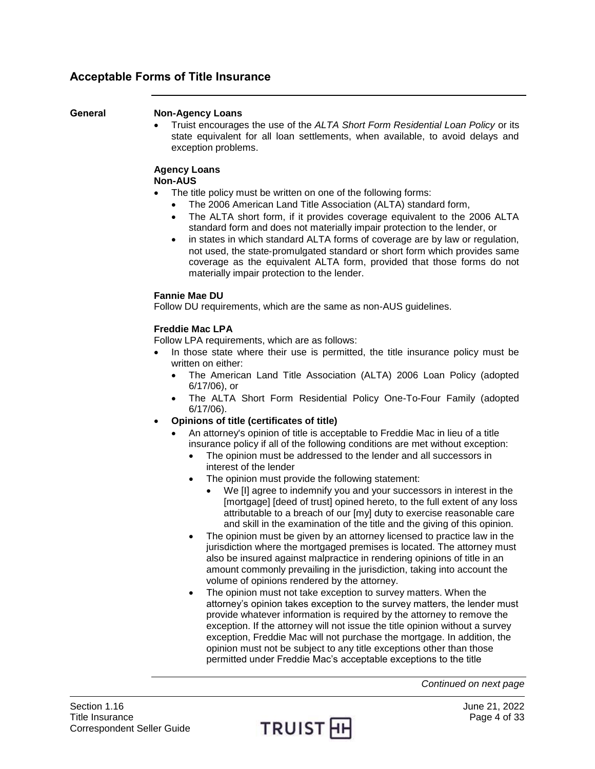## Acceptable Forms of Title Insurance

**General**

**Non-Agency Loans**

- Truist encourages the use of the *ALTA Short Form Residential Loan Policy* or its state equivalent for all loan settlements, when available, to avoid delays and exception problems.

**Agency Loans**
**Non-AUS**

- The title policy must be written on one of the following forms:
  - The 2006 American Land Title Association (ALTA) standard form,
  - The ALTA short form, if it provides coverage equivalent to the 2006 ALTA standard form and does not materially impair protection to the lender, or
  - in states in which standard ALTA forms of coverage are by law or regulation, not used, the state-promulgated standard or short form which provides same coverage as the equivalent ALTA form, provided that those forms do not materially impair protection to the lender.

**Fannie Mae DU**

Follow DU requirements, which are the same as non-AUS guidelines.

**Freddie Mac LPA**

Follow LPA requirements, which are as follows:

- In those state where their use is permitted, the title insurance policy must be written on either:
  - The American Land Title Association (ALTA) 2006 Loan Policy (adopted 6/17/06), or
  - The ALTA Short Form Residential Policy One-To-Four Family (adopted 6/17/06).
- **Opinions of title (certificates of title)**
  - An attorney's opinion of title is acceptable to Freddie Mac in lieu of a title insurance policy if all of the following conditions are met without exception:
    - The opinion must be addressed to the lender and all successors in interest of the lender
    - The opinion must provide the following statement:
      - We [I] agree to indemnify you and your successors in interest in the [mortgage] [deed of trust] opined hereto, to the full extent of any loss attributable to a breach of our [my] duty to exercise reasonable care and skill in the examination of the title and the giving of this opinion.
    - The opinion must be given by an attorney licensed to practice law in the jurisdiction where the mortgaged premises is located. The attorney must also be insured against malpractice in rendering opinions of title in an amount commonly prevailing in the jurisdiction, taking into account the volume of opinions rendered by the attorney.
    - The opinion must not take exception to survey matters. When the attorney's opinion takes exception to the survey matters, the lender must provide whatever information is required by the attorney to remove the exception. If the attorney will not issue the title opinion without a survey exception, Freddie Mac will not purchase the mortgage. In addition, the opinion must not be subject to any title exceptions other than those permitted under Freddie Mac's acceptable exceptions to the title

*Continued on next page*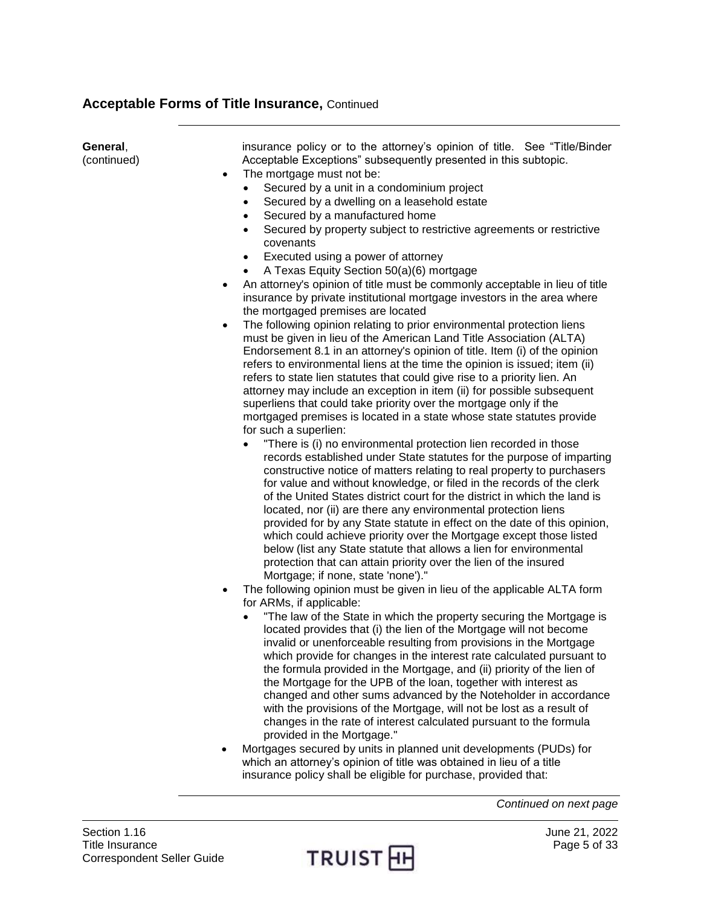## Acceptable Forms of Title Insurance, Continued

**General**, (continued)

insurance policy or to the attorney's opinion of title. See "Title/Binder Acceptable Exceptions" subsequently presented in this subtopic.

- The mortgage must not be:
  - Secured by a unit in a condominium project
  - Secured by a dwelling on a leasehold estate
  - Secured by a manufactured home
  - Secured by property subject to restrictive agreements or restrictive covenants
  - Executed using a power of attorney
  - A Texas Equity Section 50(a)(6) mortgage
- An attorney's opinion of title must be commonly acceptable in lieu of title insurance by private institutional mortgage investors in the area where the mortgaged premises are located
- The following opinion relating to prior environmental protection liens must be given in lieu of the American Land Title Association (ALTA) Endorsement 8.1 in an attorney's opinion of title. Item (i) of the opinion refers to environmental liens at the time the opinion is issued; item (ii) refers to state lien statutes that could give rise to a priority lien. An attorney may include an exception in item (ii) for possible subsequent superliens that could take priority over the mortgage only if the mortgaged premises is located in a state whose state statutes provide for such a superlien:
  - "There is (i) no environmental protection lien recorded in those records established under State statutes for the purpose of imparting constructive notice of matters relating to real property to purchasers for value and without knowledge, or filed in the records of the clerk of the United States district court for the district in which the land is located, nor (ii) are there any environmental protection liens provided for by any State statute in effect on the date of this opinion, which could achieve priority over the Mortgage except those listed below (list any State statute that allows a lien for environmental protection that can attain priority over the lien of the insured Mortgage; if none, state 'none')."
- The following opinion must be given in lieu of the applicable ALTA form for ARMs, if applicable:
  - "The law of the State in which the property securing the Mortgage is located provides that (i) the lien of the Mortgage will not become invalid or unenforceable resulting from provisions in the Mortgage which provide for changes in the interest rate calculated pursuant to the formula provided in the Mortgage, and (ii) priority of the lien of the Mortgage for the UPB of the loan, together with interest as changed and other sums advanced by the Noteholder in accordance with the provisions of the Mortgage, will not be lost as a result of changes in the rate of interest calculated pursuant to the formula provided in the Mortgage."
- Mortgages secured by units in planned unit developments (PUDs) for which an attorney's opinion of title was obtained in lieu of a title insurance policy shall be eligible for purchase, provided that:

*Continued on next page*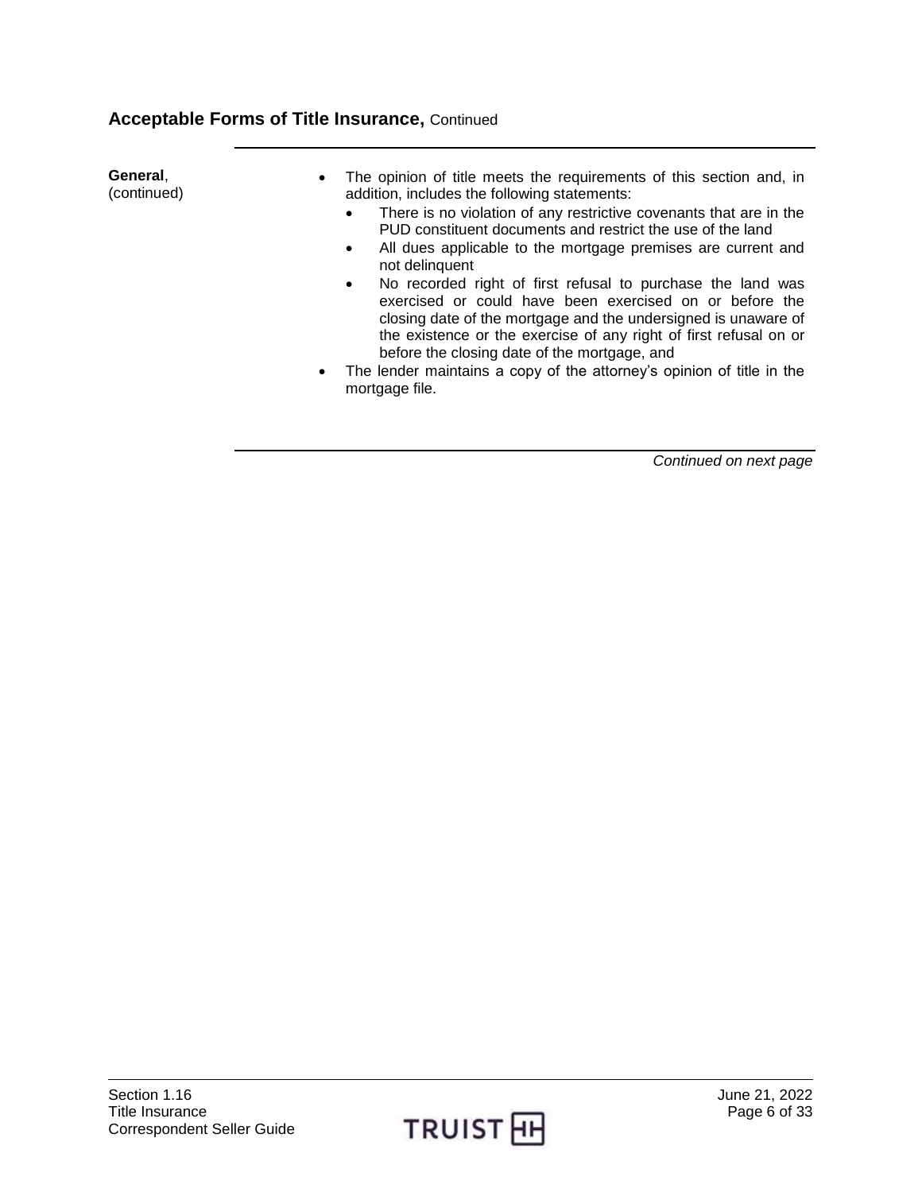## Acceptable Forms of Title Insurance, Continued

**General**, (continued)

- The opinion of title meets the requirements of this section and, in addition, includes the following statements:
  - There is no violation of any restrictive covenants that are in the PUD constituent documents and restrict the use of the land
  - All dues applicable to the mortgage premises are current and not delinquent
  - No recorded right of first refusal to purchase the land was exercised or could have been exercised on or before the closing date of the mortgage and the undersigned is unaware of the existence or the exercise of any right of first refusal on or before the closing date of the mortgage, and
- The lender maintains a copy of the attorney's opinion of title in the mortgage file.

*Continued on next page*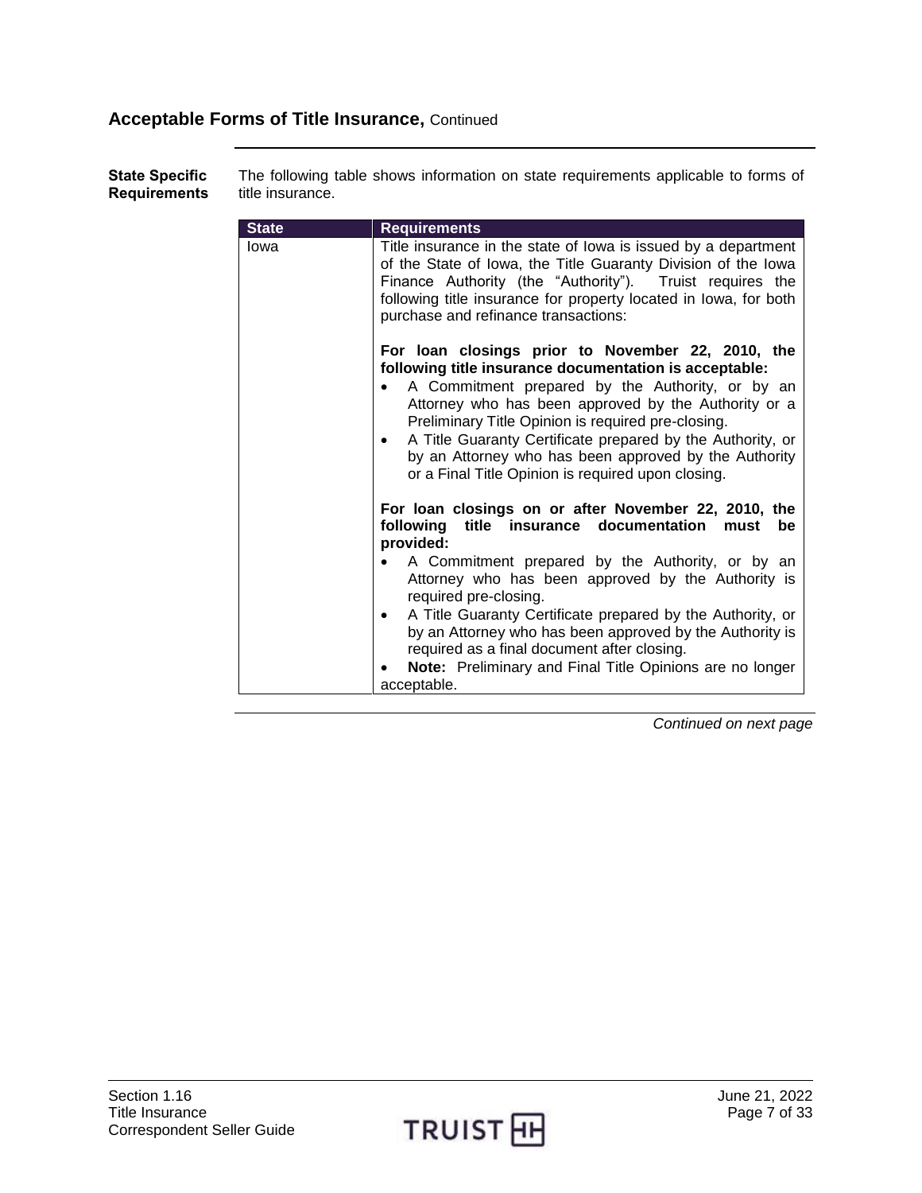## Acceptable Forms of Title Insurance, Continued

**State Specific Requirements**

The following table shows information on state requirements applicable to forms of title insurance.

| State | Requirements |
| --- | --- |
| Iowa | Title insurance in the state of Iowa is issued by a department of the State of Iowa, the Title Guaranty Division of the Iowa Finance Authority (the "Authority"). Truist requires the following title insurance for property located in Iowa, for both purchase and refinance transactions:<br><br>**For loan closings prior to November 22, 2010, the following title insurance documentation is acceptable:**<br>• A Commitment prepared by the Authority, or by an Attorney who has been approved by the Authority or a Preliminary Title Opinion is required pre-closing.<br>• A Title Guaranty Certificate prepared by the Authority, or by an Attorney who has been approved by the Authority or a Final Title Opinion is required upon closing.<br><br>**For loan closings on or after November 22, 2010, the following title insurance documentation must be provided:**<br>• A Commitment prepared by the Authority, or by an Attorney who has been approved by the Authority is required pre-closing.<br>• A Title Guaranty Certificate prepared by the Authority, or by an Attorney who has been approved by the Authority is required as a final document after closing.<br>• **Note:** Preliminary and Final Title Opinions are no longer acceptable. |

*Continued on next page*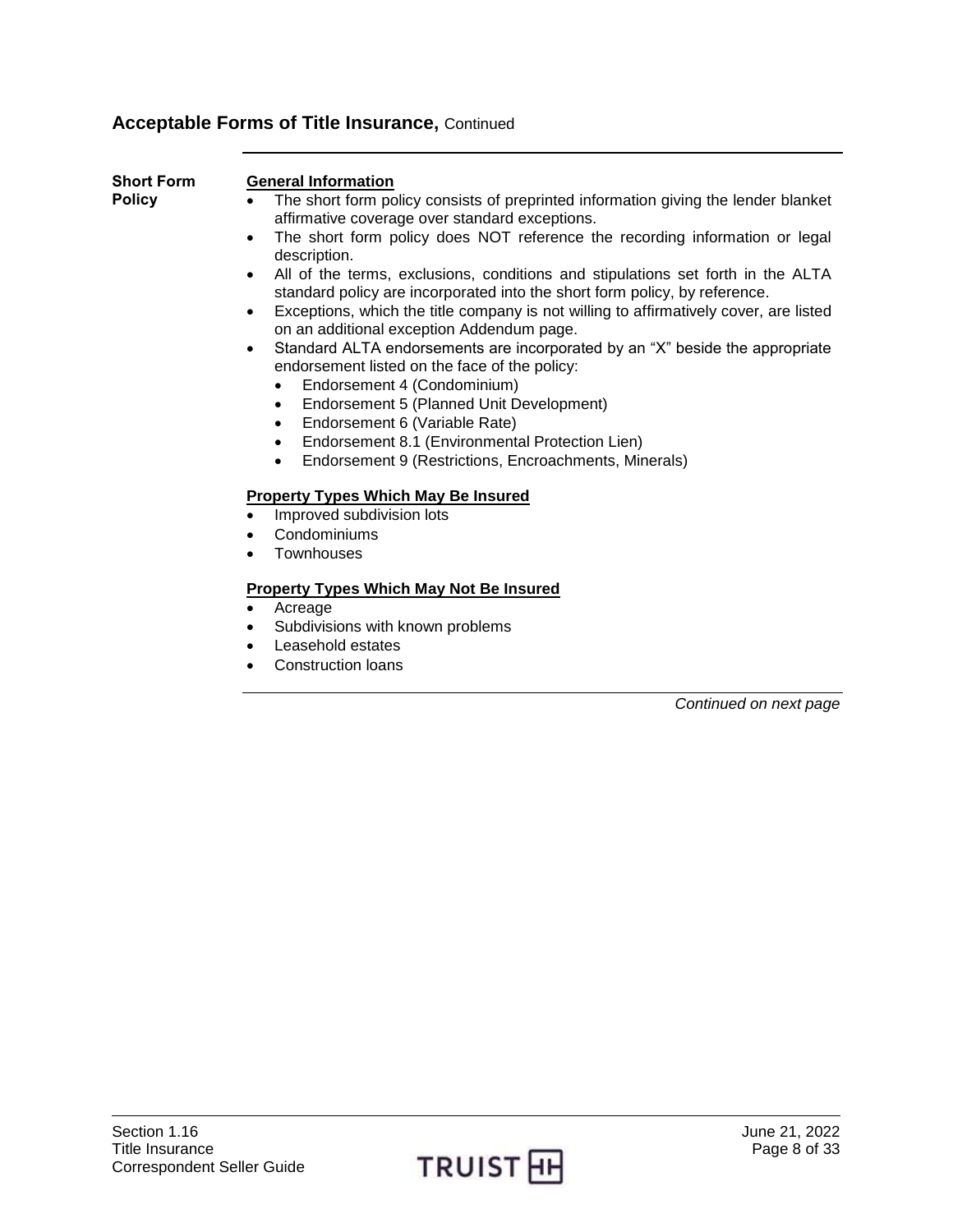## Acceptable Forms of Title Insurance, Continued

### Short Form Policy

**General Information**

- The short form policy consists of preprinted information giving the lender blanket affirmative coverage over standard exceptions.
- The short form policy does NOT reference the recording information or legal description.
- All of the terms, exclusions, conditions and stipulations set forth in the ALTA standard policy are incorporated into the short form policy, by reference.
- Exceptions, which the title company is not willing to affirmatively cover, are listed on an additional exception Addendum page.
- Standard ALTA endorsements are incorporated by an "X" beside the appropriate endorsement listed on the face of the policy:
  - Endorsement 4 (Condominium)
  - Endorsement 5 (Planned Unit Development)
  - Endorsement 6 (Variable Rate)
  - Endorsement 8.1 (Environmental Protection Lien)
  - Endorsement 9 (Restrictions, Encroachments, Minerals)

**Property Types Which May Be Insured**

- Improved subdivision lots
- Condominiums
- Townhouses

**Property Types Which May Not Be Insured**

- Acreage
- Subdivisions with known problems
- Leasehold estates
- Construction loans

*Continued on next page*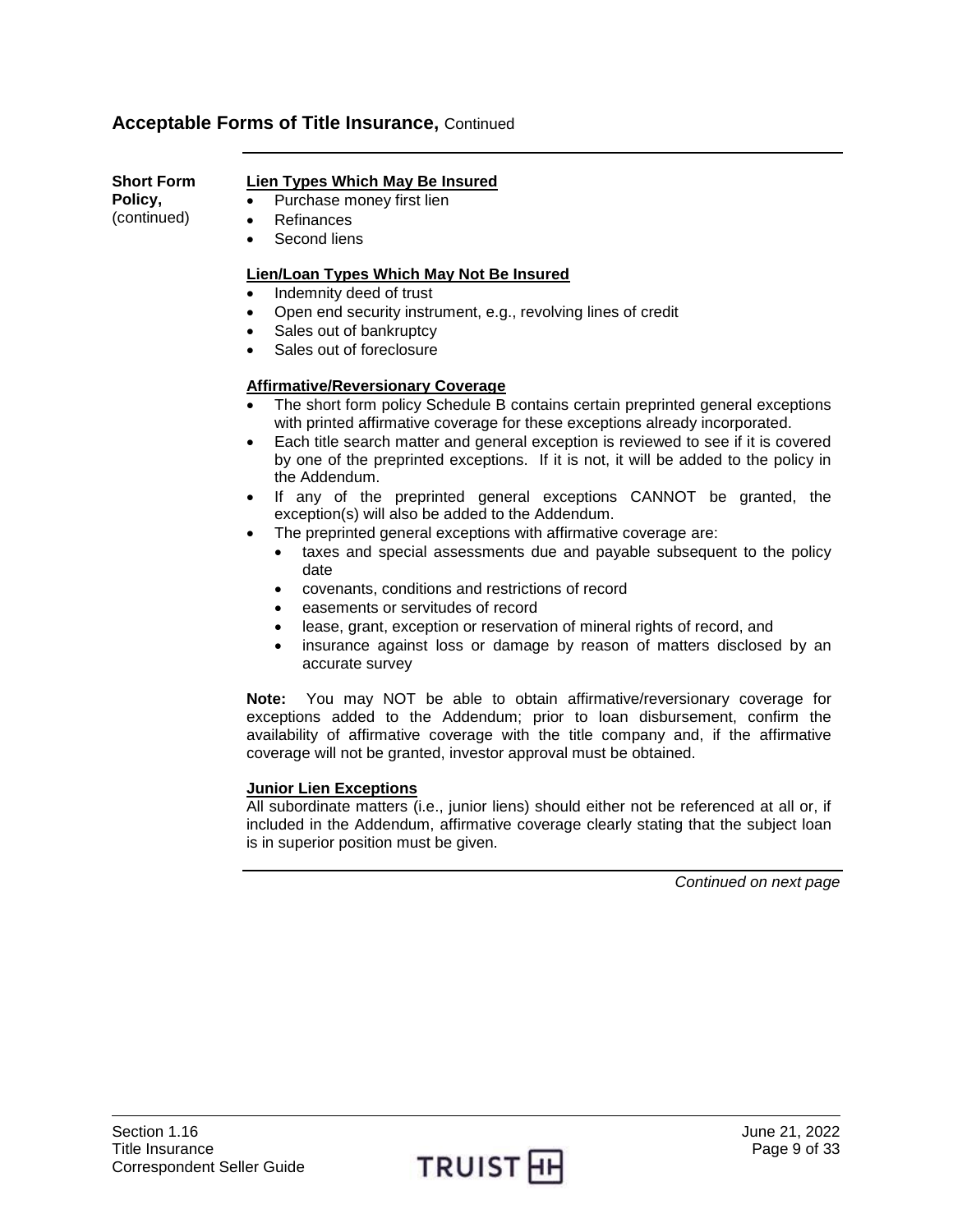## Acceptable Forms of Title Insurance, Continued

**Short Form Policy,** (continued)

**Lien Types Which May Be Insured**

- Purchase money first lien
- Refinances
- Second liens

**Lien/Loan Types Which May Not Be Insured**

- Indemnity deed of trust
- Open end security instrument, e.g., revolving lines of credit
- Sales out of bankruptcy
- Sales out of foreclosure

**Affirmative/Reversionary Coverage**

- The short form policy Schedule B contains certain preprinted general exceptions with printed affirmative coverage for these exceptions already incorporated.
- Each title search matter and general exception is reviewed to see if it is covered by one of the preprinted exceptions. If it is not, it will be added to the policy in the Addendum.
- If any of the preprinted general exceptions CANNOT be granted, the exception(s) will also be added to the Addendum.
- The preprinted general exceptions with affirmative coverage are:
  - taxes and special assessments due and payable subsequent to the policy date
  - covenants, conditions and restrictions of record
  - easements or servitudes of record
  - lease, grant, exception or reservation of mineral rights of record, and
  - insurance against loss or damage by reason of matters disclosed by an accurate survey

**Note:** You may NOT be able to obtain affirmative/reversionary coverage for exceptions added to the Addendum; prior to loan disbursement, confirm the availability of affirmative coverage with the title company and, if the affirmative coverage will not be granted, investor approval must be obtained.

**Junior Lien Exceptions**

All subordinate matters (i.e., junior liens) should either not be referenced at all or, if included in the Addendum, affirmative coverage clearly stating that the subject loan is in superior position must be given.

*Continued on next page*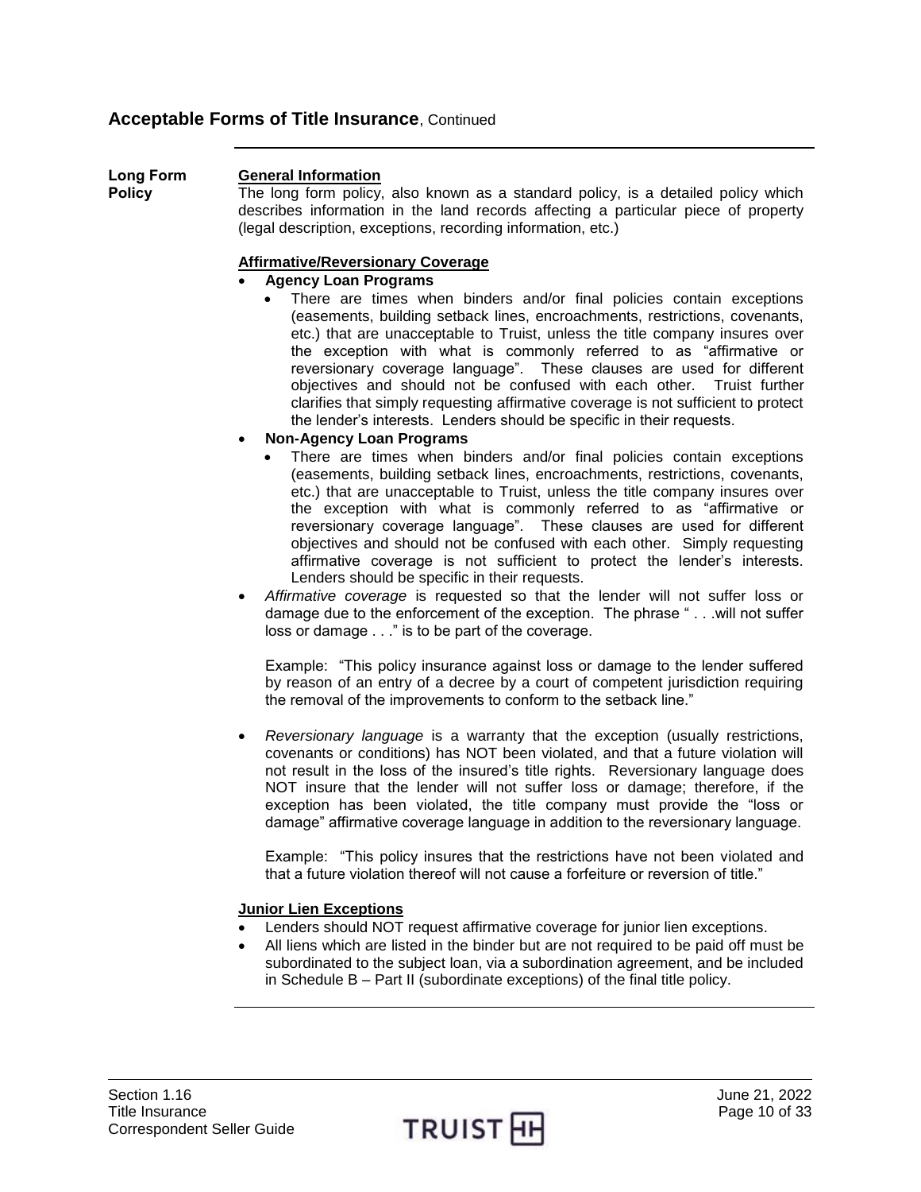## Acceptable Forms of Title Insurance, Continued

### Long Form Policy

**General Information**

The long form policy, also known as a standard policy, is a detailed policy which describes information in the land records affecting a particular piece of property (legal description, exceptions, recording information, etc.)

**Affirmative/Reversionary Coverage**

- **Agency Loan Programs**
  - There are times when binders and/or final policies contain exceptions (easements, building setback lines, encroachments, restrictions, covenants, etc.) that are unacceptable to Truist, unless the title company insures over the exception with what is commonly referred to as "affirmative or reversionary coverage language". These clauses are used for different objectives and should not be confused with each other. Truist further clarifies that simply requesting affirmative coverage is not sufficient to protect the lender's interests. Lenders should be specific in their requests.
- **Non-Agency Loan Programs**
  - There are times when binders and/or final policies contain exceptions (easements, building setback lines, encroachments, restrictions, covenants, etc.) that are unacceptable to Truist, unless the title company insures over the exception with what is commonly referred to as "affirmative or reversionary coverage language". These clauses are used for different objectives and should not be confused with each other. Simply requesting affirmative coverage is not sufficient to protect the lender's interests. Lenders should be specific in their requests.
- *Affirmative coverage* is requested so that the lender will not suffer loss or damage due to the enforcement of the exception. The phrase " . . .will not suffer loss or damage . . ." is to be part of the coverage.

  Example: "This policy insurance against loss or damage to the lender suffered by reason of an entry of a decree by a court of competent jurisdiction requiring the removal of the improvements to conform to the setback line."

- *Reversionary language* is a warranty that the exception (usually restrictions, covenants or conditions) has NOT been violated, and that a future violation will not result in the loss of the insured's title rights. Reversionary language does NOT insure that the lender will not suffer loss or damage; therefore, if the exception has been violated, the title company must provide the "loss or damage" affirmative coverage language in addition to the reversionary language.

  Example: "This policy insures that the restrictions have not been violated and that a future violation thereof will not cause a forfeiture or reversion of title."

**Junior Lien Exceptions**

- Lenders should NOT request affirmative coverage for junior lien exceptions.
- All liens which are listed in the binder but are not required to be paid off must be subordinated to the subject loan, via a subordination agreement, and be included in Schedule B – Part II (subordinate exceptions) of the final title policy.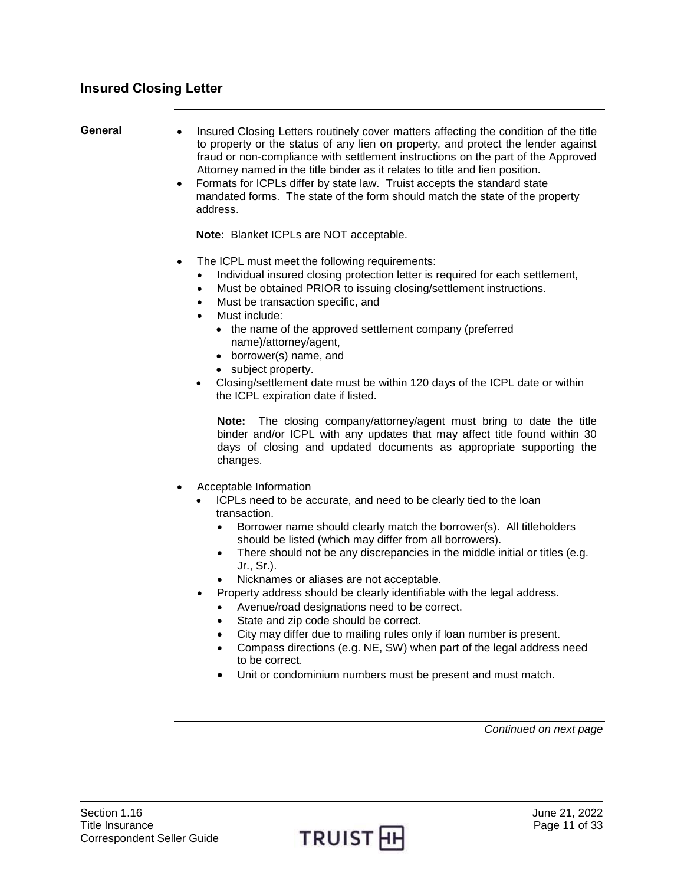## Insured Closing Letter

**General**

- Insured Closing Letters routinely cover matters affecting the condition of the title to property or the status of any lien on property, and protect the lender against fraud or non-compliance with settlement instructions on the part of the Approved Attorney named in the title binder as it relates to title and lien position.
- Formats for ICPLs differ by state law. Truist accepts the standard state mandated forms. The state of the form should match the state of the property address.

  **Note:** Blanket ICPLs are NOT acceptable.

- The ICPL must meet the following requirements:
  - Individual insured closing protection letter is required for each settlement,
  - Must be obtained PRIOR to issuing closing/settlement instructions.
  - Must be transaction specific, and
  - Must include:
    - the name of the approved settlement company (preferred name)/attorney/agent,
    - borrower(s) name, and
    - subject property.
  - Closing/settlement date must be within 120 days of the ICPL date or within the ICPL expiration date if listed.

    **Note:** The closing company/attorney/agent must bring to date the title binder and/or ICPL with any updates that may affect title found within 30 days of closing and updated documents as appropriate supporting the changes.

- Acceptable Information
  - ICPLs need to be accurate, and need to be clearly tied to the loan transaction.
    - Borrower name should clearly match the borrower(s). All titleholders should be listed (which may differ from all borrowers).
    - There should not be any discrepancies in the middle initial or titles (e.g. Jr., Sr.).
    - Nicknames or aliases are not acceptable.
  - Property address should be clearly identifiable with the legal address.
    - Avenue/road designations need to be correct.
    - State and zip code should be correct.
    - City may differ due to mailing rules only if loan number is present.
    - Compass directions (e.g. NE, SW) when part of the legal address need to be correct.
    - Unit or condominium numbers must be present and must match.

*Continued on next page*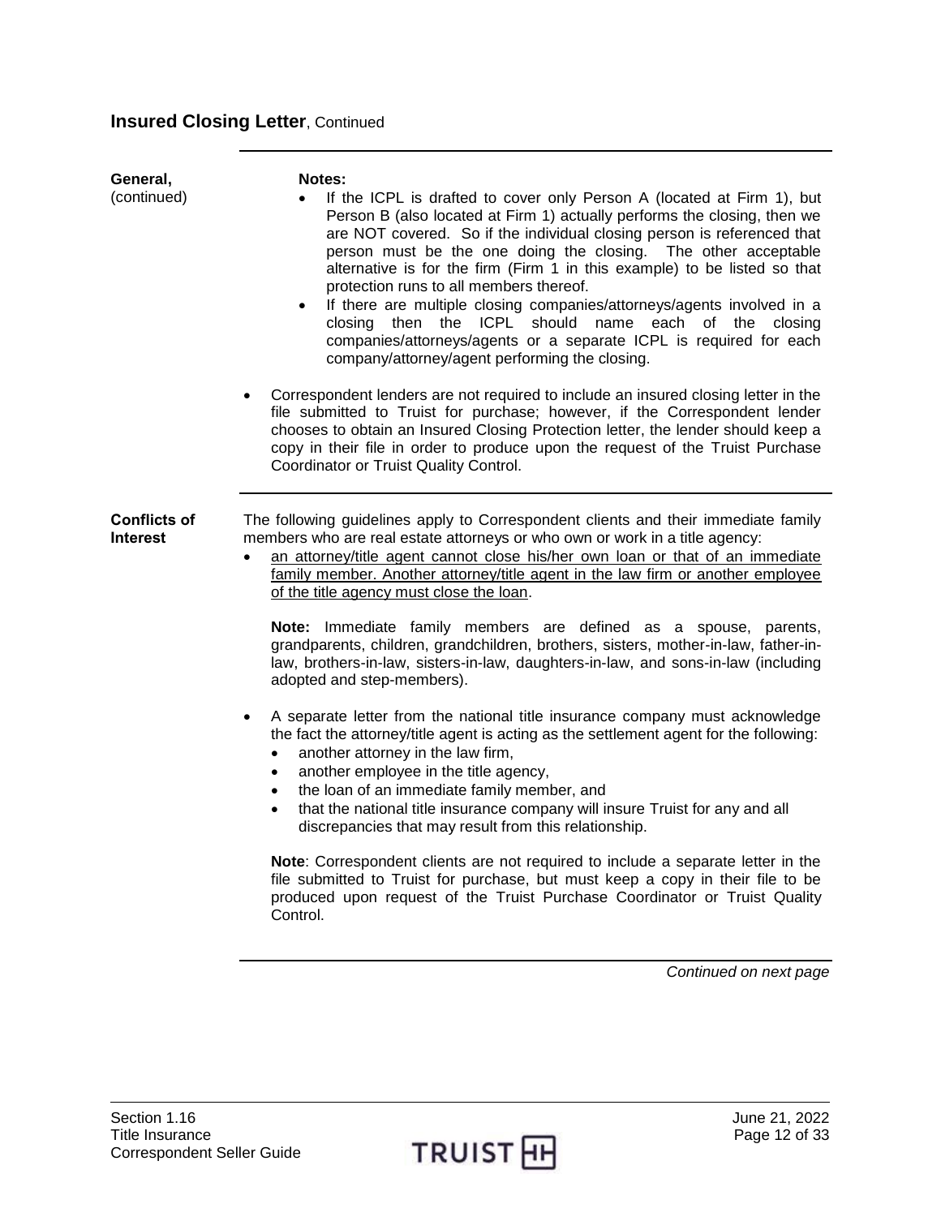## Insured Closing Letter, Continued

**General,** (continued)

**Notes:**

- If the ICPL is drafted to cover only Person A (located at Firm 1), but Person B (also located at Firm 1) actually performs the closing, then we are NOT covered. So if the individual closing person is referenced that person must be the one doing the closing. The other acceptable alternative is for the firm (Firm 1 in this example) to be listed so that protection runs to all members thereof.
- If there are multiple closing companies/attorneys/agents involved in a closing then the ICPL should name each of the closing companies/attorneys/agents or a separate ICPL is required for each company/attorney/agent performing the closing.

- Correspondent lenders are not required to include an insured closing letter in the file submitted to Truist for purchase; however, if the Correspondent lender chooses to obtain an Insured Closing Protection letter, the lender should keep a copy in their file in order to produce upon the request of the Truist Purchase Coordinator or Truist Quality Control.

**Conflicts of Interest**

The following guidelines apply to Correspondent clients and their immediate family members who are real estate attorneys or who own or work in a title agency:

- <u>an attorney/title agent cannot close his/her own loan or that of an immediate family member. Another attorney/title agent in the law firm or another employee of the title agency must close the loan</u>.

  **Note:** Immediate family members are defined as a spouse, parents, grandparents, children, grandchildren, brothers, sisters, mother-in-law, father-in-law, brothers-in-law, sisters-in-law, daughters-in-law, and sons-in-law (including adopted and step-members).

- A separate letter from the national title insurance company must acknowledge the fact the attorney/title agent is acting as the settlement agent for the following:
  - another attorney in the law firm,
  - another employee in the title agency,
  - the loan of an immediate family member, and
  - that the national title insurance company will insure Truist for any and all discrepancies that may result from this relationship.

  **Note**: Correspondent clients are not required to include a separate letter in the file submitted to Truist for purchase, but must keep a copy in their file to be produced upon request of the Truist Purchase Coordinator or Truist Quality Control.

*Continued on next page*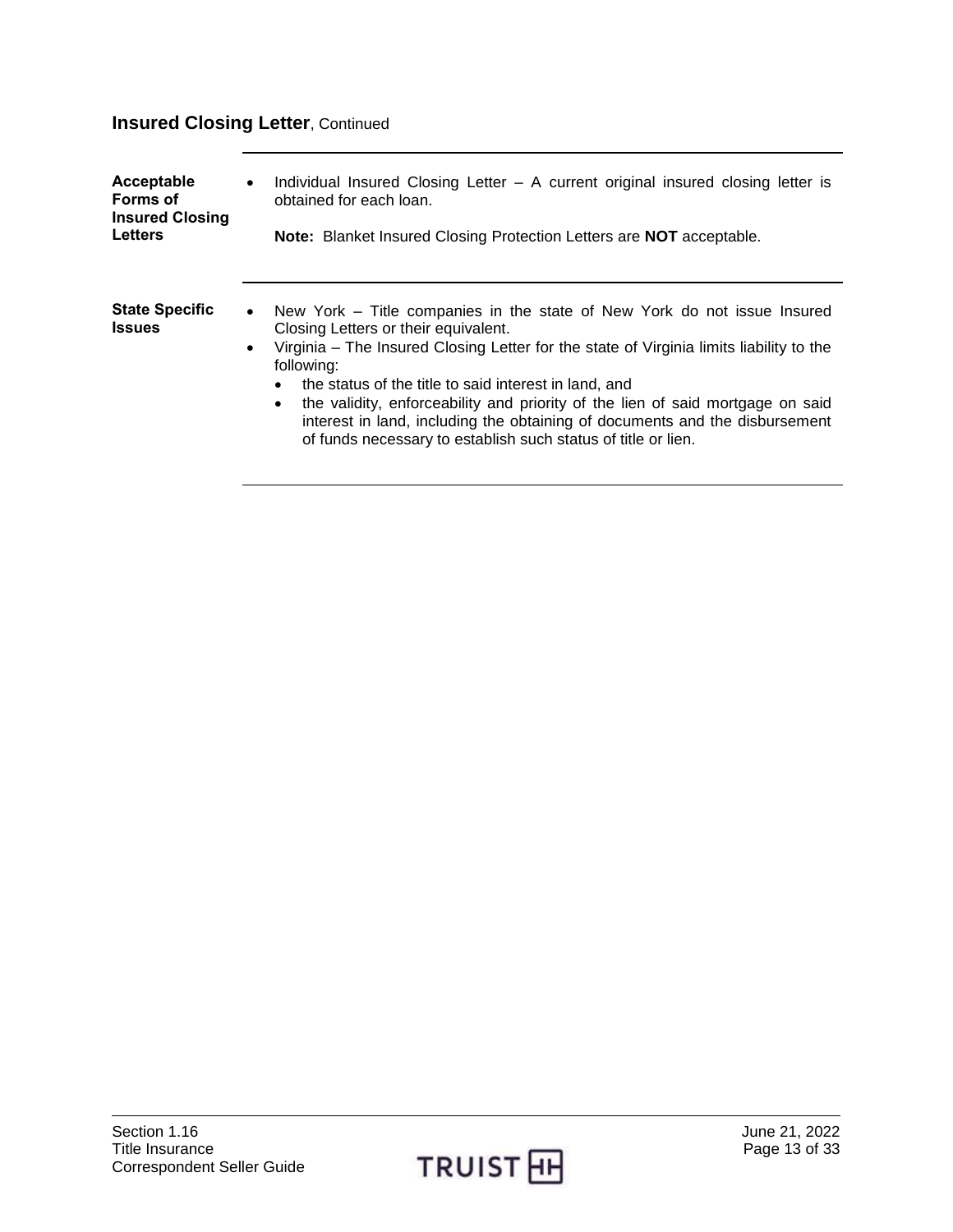## Insured Closing Letter, Continued

**Acceptable Forms of Insured Closing Letters**

- Individual Insured Closing Letter – A current original insured closing letter is obtained for each loan.

  **Note:** Blanket Insured Closing Protection Letters are **NOT** acceptable.

**State Specific Issues**

- New York – Title companies in the state of New York do not issue Insured Closing Letters or their equivalent.
- Virginia – The Insured Closing Letter for the state of Virginia limits liability to the following:
  - the status of the title to said interest in land, and
  - the validity, enforceability and priority of the lien of said mortgage on said interest in land, including the obtaining of documents and the disbursement of funds necessary to establish such status of title or lien.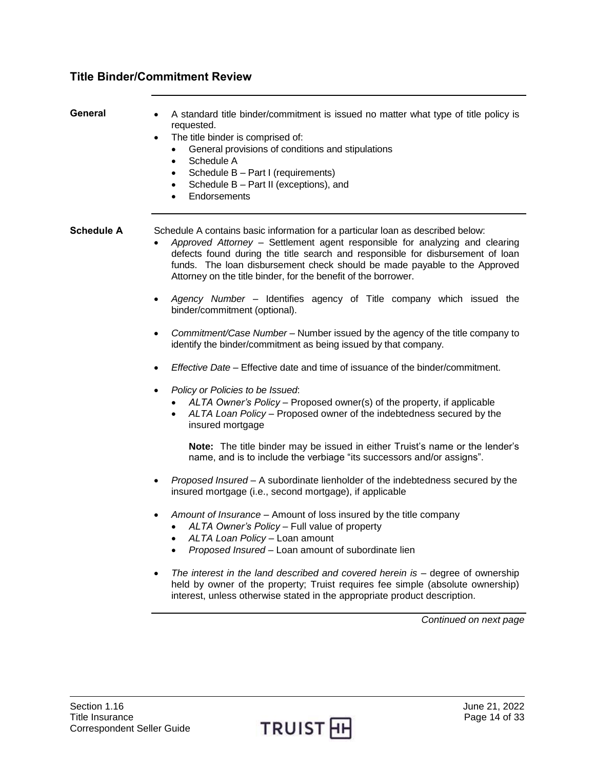## Title Binder/Commitment Review

**General**

- A standard title binder/commitment is issued no matter what type of title policy is requested.
- The title binder is comprised of:
  - General provisions of conditions and stipulations
  - Schedule A
  - Schedule B – Part I (requirements)
  - Schedule B – Part II (exceptions), and
  - Endorsements

**Schedule A**

Schedule A contains basic information for a particular loan as described below:

- *Approved Attorney* – Settlement agent responsible for analyzing and clearing defects found during the title search and responsible for disbursement of loan funds. The loan disbursement check should be made payable to the Approved Attorney on the title binder, for the benefit of the borrower.

- *Agency Number* – Identifies agency of Title company which issued the binder/commitment (optional).

- *Commitment/Case Number* – Number issued by the agency of the title company to identify the binder/commitment as being issued by that company.

- *Effective Date* – Effective date and time of issuance of the binder/commitment.

- *Policy or Policies to be Issued*:
  - *ALTA Owner's Policy* – Proposed owner(s) of the property, if applicable
  - *ALTA Loan Policy* – Proposed owner of the indebtedness secured by the insured mortgage

    **Note:** The title binder may be issued in either Truist's name or the lender's name, and is to include the verbiage "its successors and/or assigns".

- *Proposed Insured* – A subordinate lienholder of the indebtedness secured by the insured mortgage (i.e., second mortgage), if applicable

- *Amount of Insurance* – Amount of loss insured by the title company
  - *ALTA Owner's Policy* – Full value of property
  - *ALTA Loan Policy* – Loan amount
  - *Proposed Insured* – Loan amount of subordinate lien

- *The interest in the land described and covered herein is* – degree of ownership held by owner of the property; Truist requires fee simple (absolute ownership) interest, unless otherwise stated in the appropriate product description.

*Continued on next page*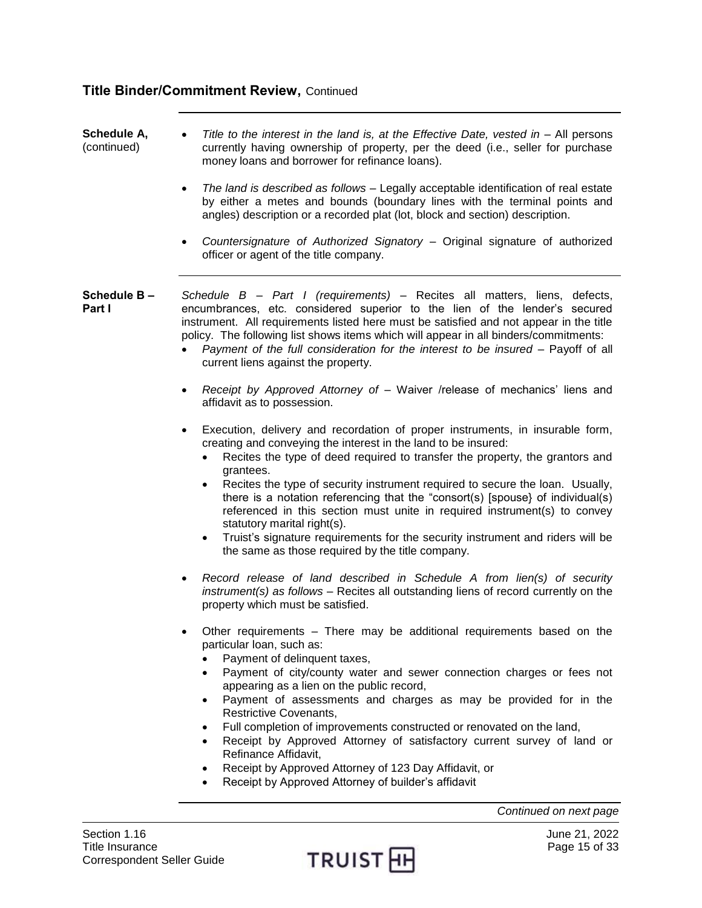## Title Binder/Commitment Review, Continued

**Schedule A,** (continued)

- *Title to the interest in the land is, at the Effective Date, vested in* – All persons currently having ownership of property, per the deed (i.e., seller for purchase money loans and borrower for refinance loans).
- *The land is described as follows* – Legally acceptable identification of real estate by either a metes and bounds (boundary lines with the terminal points and angles) description or a recorded plat (lot, block and section) description.
- *Countersignature of Authorized Signatory* – Original signature of authorized officer or agent of the title company.

**Schedule B – Part I**

*Schedule B – Part I (requirements)* – Recites all matters, liens, defects, encumbrances, etc. considered superior to the lien of the lender's secured instrument. All requirements listed here must be satisfied and not appear in the title policy. The following list shows items which will appear in all binders/commitments:

- *Payment of the full consideration for the interest to be insured* – Payoff of all current liens against the property.
- *Receipt by Approved Attorney of* – Waiver /release of mechanics' liens and affidavit as to possession.
- Execution, delivery and recordation of proper instruments, in insurable form, creating and conveying the interest in the land to be insured:
  - Recites the type of deed required to transfer the property, the grantors and grantees.
  - Recites the type of security instrument required to secure the loan. Usually, there is a notation referencing that the "consort(s) [spouse} of individual(s) referenced in this section must unite in required instrument(s) to convey statutory marital right(s).
  - Truist's signature requirements for the security instrument and riders will be the same as those required by the title company.
- *Record release of land described in Schedule A from lien(s) of security instrument(s) as follows* – Recites all outstanding liens of record currently on the property which must be satisfied.
- Other requirements – There may be additional requirements based on the particular loan, such as:
  - Payment of delinquent taxes,
  - Payment of city/county water and sewer connection charges or fees not appearing as a lien on the public record,
  - Payment of assessments and charges as may be provided for in the Restrictive Covenants,
  - Full completion of improvements constructed or renovated on the land,
  - Receipt by Approved Attorney of satisfactory current survey of land or Refinance Affidavit,
  - Receipt by Approved Attorney of 123 Day Affidavit, or
  - Receipt by Approved Attorney of builder's affidavit

*Continued on next page*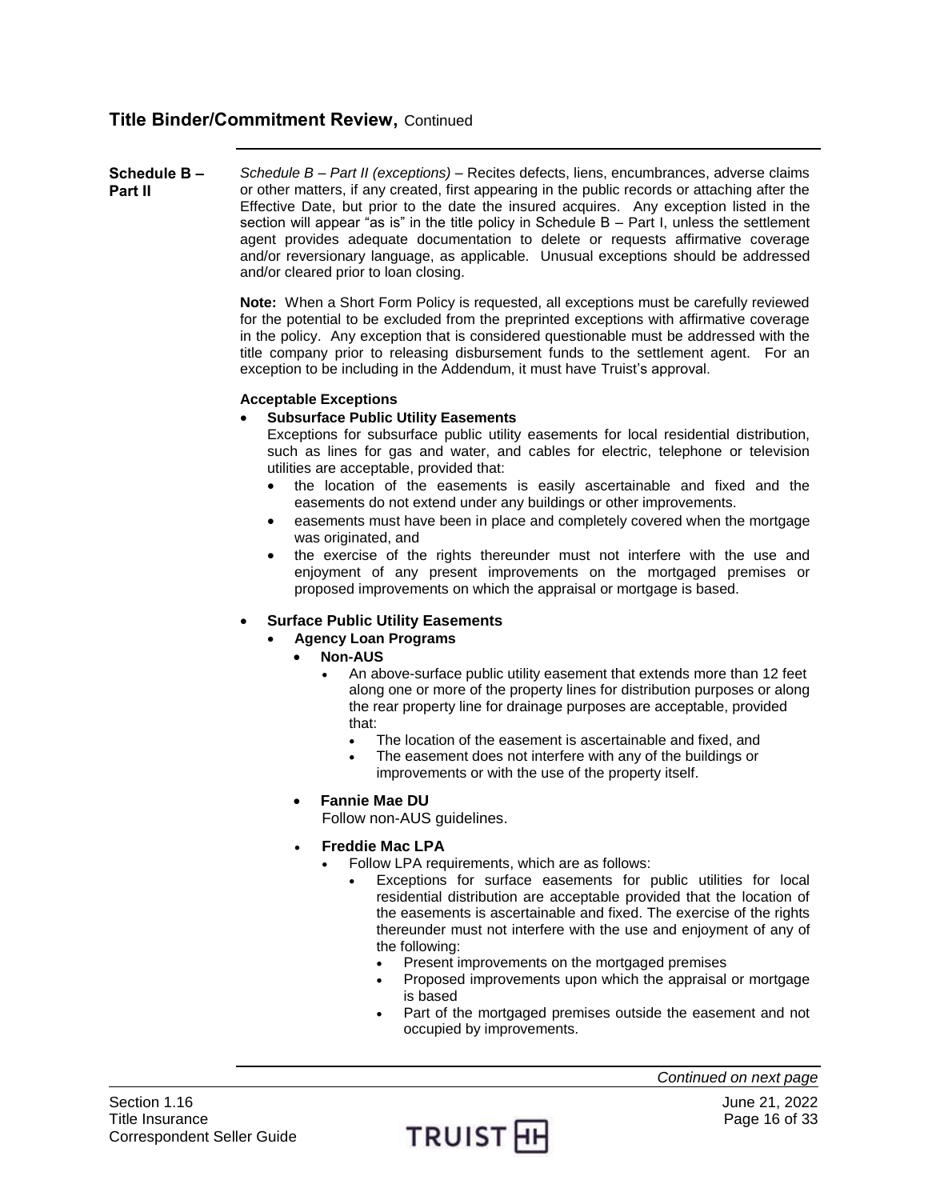## Title Binder/Commitment Review, Continued

**Schedule B – Part II**

*Schedule B – Part II (exceptions)* – Recites defects, liens, encumbrances, adverse claims or other matters, if any created, first appearing in the public records or attaching after the Effective Date, but prior to the date the insured acquires. Any exception listed in the section will appear "as is" in the title policy in Schedule B – Part I, unless the settlement agent provides adequate documentation to delete or requests affirmative coverage and/or reversionary language, as applicable. Unusual exceptions should be addressed and/or cleared prior to loan closing.

**Note:** When a Short Form Policy is requested, all exceptions must be carefully reviewed for the potential to be excluded from the preprinted exceptions with affirmative coverage in the policy. Any exception that is considered questionable must be addressed with the title company prior to releasing disbursement funds to the settlement agent. For an exception to be including in the Addendum, it must have Truist's approval.

**Acceptable Exceptions**

- **Subsurface Public Utility Easements**
  Exceptions for subsurface public utility easements for local residential distribution, such as lines for gas and water, and cables for electric, telephone or television utilities are acceptable, provided that:
  - the location of the easements is easily ascertainable and fixed and the easements do not extend under any buildings or other improvements.
  - easements must have been in place and completely covered when the mortgage was originated, and
  - the exercise of the rights thereunder must not interfere with the use and enjoyment of any present improvements on the mortgaged premises or proposed improvements on which the appraisal or mortgage is based.

- **Surface Public Utility Easements**
  - **Agency Loan Programs**
    - **Non-AUS**
      - An above-surface public utility easement that extends more than 12 feet along one or more of the property lines for distribution purposes or along the rear property line for drainage purposes are acceptable, provided that:
        - The location of the easement is ascertainable and fixed, and
        - The easement does not interfere with any of the buildings or improvements or with the use of the property itself.
    - **Fannie Mae DU**
      Follow non-AUS guidelines.
    - **Freddie Mac LPA**
      - Follow LPA requirements, which are as follows:
        - Exceptions for surface easements for public utilities for local residential distribution are acceptable provided that the location of the easements is ascertainable and fixed. The exercise of the rights thereunder must not interfere with the use and enjoyment of any of the following:
          - Present improvements on the mortgaged premises
          - Proposed improvements upon which the appraisal or mortgage is based
          - Part of the mortgaged premises outside the easement and not occupied by improvements.

*Continued on next page*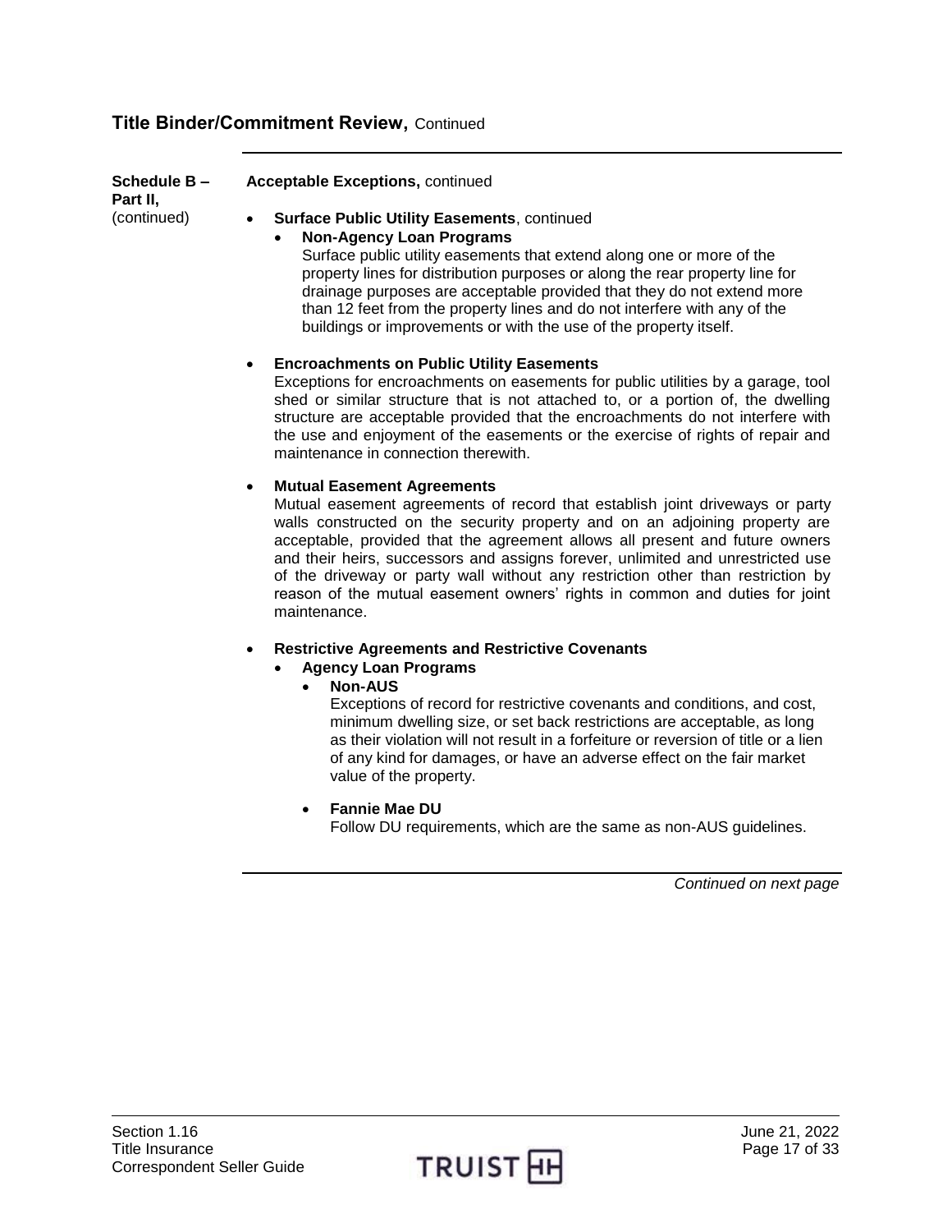## Title Binder/Commitment Review, Continued

**Schedule B – Part II,** (continued)

**Acceptable Exceptions,** continued

- **Surface Public Utility Easements**, continued
  - **Non-Agency Loan Programs**
    Surface public utility easements that extend along one or more of the property lines for distribution purposes or along the rear property line for drainage purposes are acceptable provided that they do not extend more than 12 feet from the property lines and do not interfere with any of the buildings or improvements or with the use of the property itself.

- **Encroachments on Public Utility Easements**
  Exceptions for encroachments on easements for public utilities by a garage, tool shed or similar structure that is not attached to, or a portion of, the dwelling structure are acceptable provided that the encroachments do not interfere with the use and enjoyment of the easements or the exercise of rights of repair and maintenance in connection therewith.

- **Mutual Easement Agreements**
  Mutual easement agreements of record that establish joint driveways or party walls constructed on the security property and on an adjoining property are acceptable, provided that the agreement allows all present and future owners and their heirs, successors and assigns forever, unlimited and unrestricted use of the driveway or party wall without any restriction other than restriction by reason of the mutual easement owners' rights in common and duties for joint maintenance.

- **Restrictive Agreements and Restrictive Covenants**
  - **Agency Loan Programs**
    - **Non-AUS**
      Exceptions of record for restrictive covenants and conditions, and cost, minimum dwelling size, or set back restrictions are acceptable, as long as their violation will not result in a forfeiture or reversion of title or a lien of any kind for damages, or have an adverse effect on the fair market value of the property.
    - **Fannie Mae DU**
      Follow DU requirements, which are the same as non-AUS guidelines.

*Continued on next page*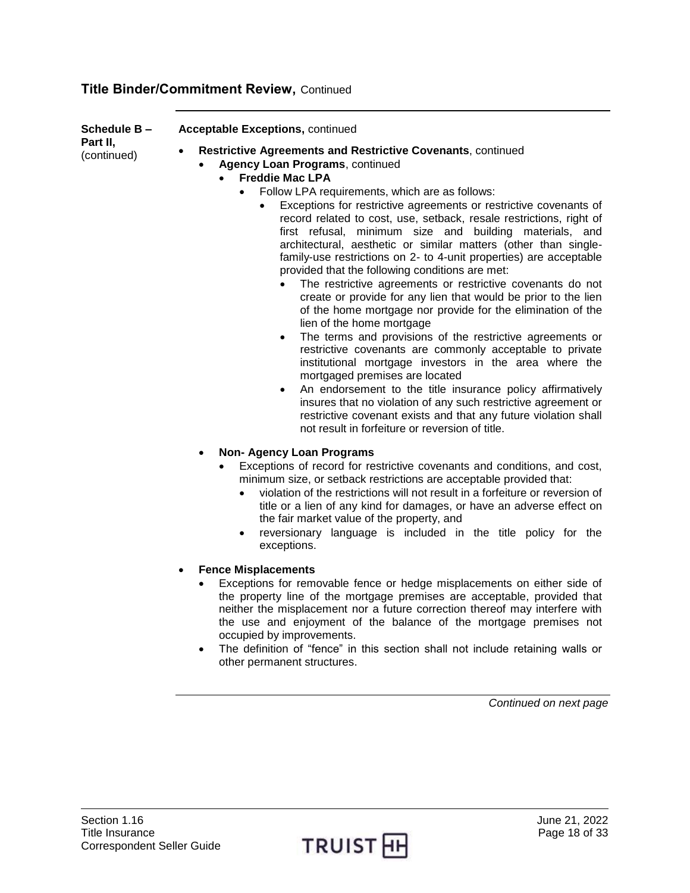## Title Binder/Commitment Review, Continued

**Schedule B – Part II,** (continued)

**Acceptable Exceptions,** continued

- **Restrictive Agreements and Restrictive Covenants**, continued
  - **Agency Loan Programs**, continued
    - **Freddie Mac LPA**
      - Follow LPA requirements, which are as follows:
        - Exceptions for restrictive agreements or restrictive covenants of record related to cost, use, setback, resale restrictions, right of first refusal, minimum size and building materials, and architectural, aesthetic or similar matters (other than single-family-use restrictions on 2- to 4-unit properties) are acceptable provided that the following conditions are met:
          - The restrictive agreements or restrictive covenants do not create or provide for any lien that would be prior to the lien of the home mortgage nor provide for the elimination of the lien of the home mortgage
          - The terms and provisions of the restrictive agreements or restrictive covenants are commonly acceptable to private institutional mortgage investors in the area where the mortgaged premises are located
          - An endorsement to the title insurance policy affirmatively insures that no violation of any such restrictive agreement or restrictive covenant exists and that any future violation shall not result in forfeiture or reversion of title.
  - **Non- Agency Loan Programs**
    - Exceptions of record for restrictive covenants and conditions, and cost, minimum size, or setback restrictions are acceptable provided that:
      - violation of the restrictions will not result in a forfeiture or reversion of title or a lien of any kind for damages, or have an adverse effect on the fair market value of the property, and
      - reversionary language is included in the title policy for the exceptions.
- **Fence Misplacements**
  - Exceptions for removable fence or hedge misplacements on either side of the property line of the mortgage premises are acceptable, provided that neither the misplacement nor a future correction thereof may interfere with the use and enjoyment of the balance of the mortgage premises not occupied by improvements.
  - The definition of "fence" in this section shall not include retaining walls or other permanent structures.

*Continued on next page*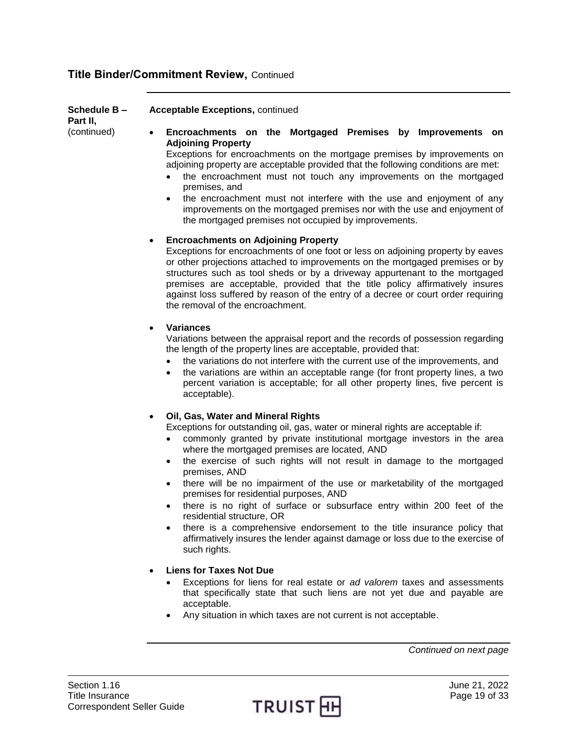## Title Binder/Commitment Review, Continued

**Schedule B – Part II,** (continued)

**Acceptable Exceptions,** continued

- **Encroachments on the Mortgaged Premises by Improvements on Adjoining Property**
  Exceptions for encroachments on the mortgage premises by improvements on adjoining property are acceptable provided that the following conditions are met:
  - the encroachment must not touch any improvements on the mortgaged premises, and
  - the encroachment must not interfere with the use and enjoyment of any improvements on the mortgaged premises nor with the use and enjoyment of the mortgaged premises not occupied by improvements.

- **Encroachments on Adjoining Property**
  Exceptions for encroachments of one foot or less on adjoining property by eaves or other projections attached to improvements on the mortgaged premises or by structures such as tool sheds or by a driveway appurtenant to the mortgaged premises are acceptable, provided that the title policy affirmatively insures against loss suffered by reason of the entry of a decree or court order requiring the removal of the encroachment.

- **Variances**
  Variations between the appraisal report and the records of possession regarding the length of the property lines are acceptable, provided that:
  - the variations do not interfere with the current use of the improvements, and
  - the variations are within an acceptable range (for front property lines, a two percent variation is acceptable; for all other property lines, five percent is acceptable).

- **Oil, Gas, Water and Mineral Rights**
  Exceptions for outstanding oil, gas, water or mineral rights are acceptable if:
  - commonly granted by private institutional mortgage investors in the area where the mortgaged premises are located, AND
  - the exercise of such rights will not result in damage to the mortgaged premises, AND
  - there will be no impairment of the use or marketability of the mortgaged premises for residential purposes, AND
  - there is no right of surface or subsurface entry within 200 feet of the residential structure, OR
  - there is a comprehensive endorsement to the title insurance policy that affirmatively insures the lender against damage or loss due to the exercise of such rights.

- **Liens for Taxes Not Due**
  - Exceptions for liens for real estate or *ad valorem* taxes and assessments that specifically state that such liens are not yet due and payable are acceptable.
  - Any situation in which taxes are not current is not acceptable.

*Continued on next page*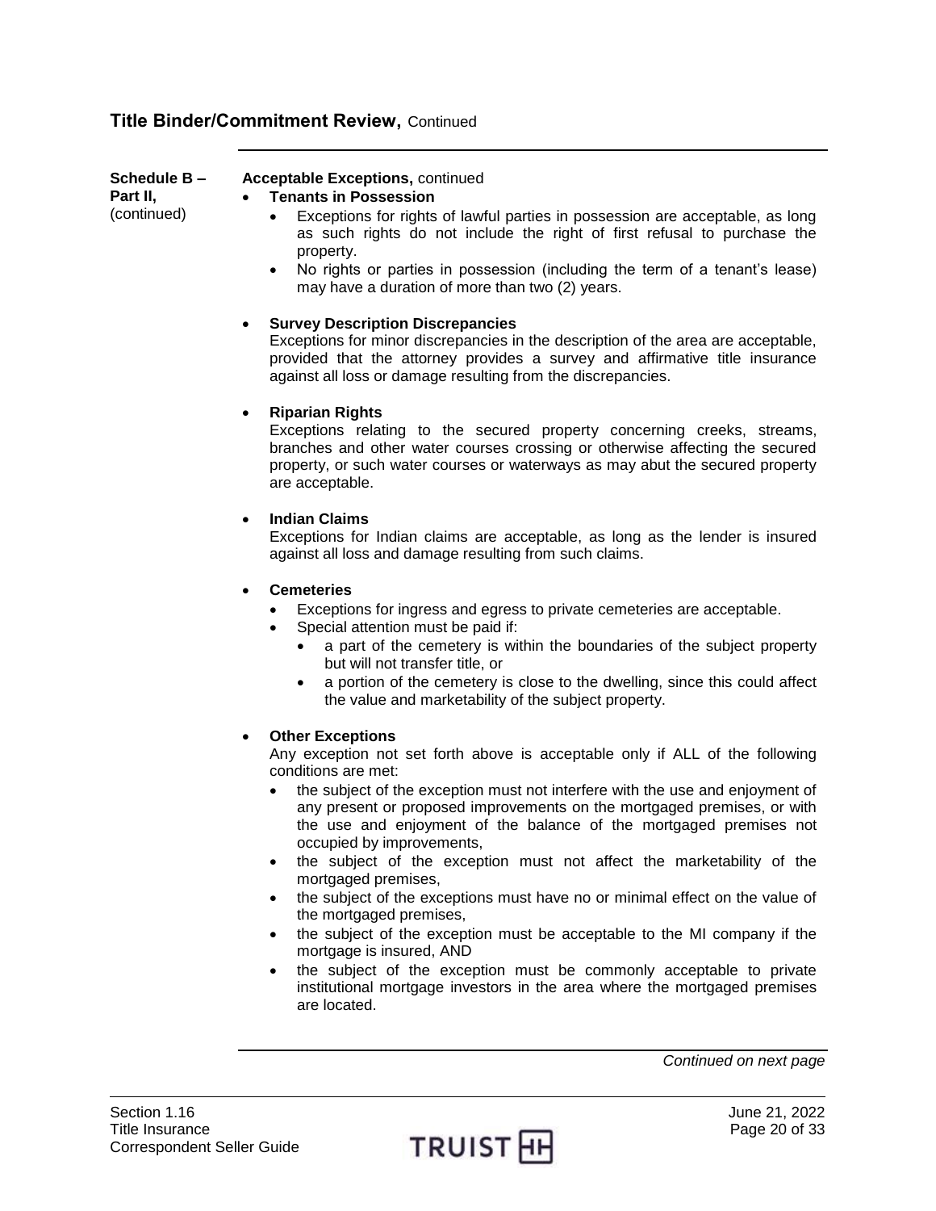## Title Binder/Commitment Review, Continued

**Schedule B – Part II,** (continued)

**Acceptable Exceptions,** continued

- **Tenants in Possession**
  - Exceptions for rights of lawful parties in possession are acceptable, as long as such rights do not include the right of first refusal to purchase the property.
  - No rights or parties in possession (including the term of a tenant's lease) may have a duration of more than two (2) years.

- **Survey Description Discrepancies**
  Exceptions for minor discrepancies in the description of the area are acceptable, provided that the attorney provides a survey and affirmative title insurance against all loss or damage resulting from the discrepancies.

- **Riparian Rights**
  Exceptions relating to the secured property concerning creeks, streams, branches and other water courses crossing or otherwise affecting the secured property, or such water courses or waterways as may abut the secured property are acceptable.

- **Indian Claims**
  Exceptions for Indian claims are acceptable, as long as the lender is insured against all loss and damage resulting from such claims.

- **Cemeteries**
  - Exceptions for ingress and egress to private cemeteries are acceptable.
  - Special attention must be paid if:
    - a part of the cemetery is within the boundaries of the subject property but will not transfer title, or
    - a portion of the cemetery is close to the dwelling, since this could affect the value and marketability of the subject property.

- **Other Exceptions**
  Any exception not set forth above is acceptable only if ALL of the following conditions are met:
  - the subject of the exception must not interfere with the use and enjoyment of any present or proposed improvements on the mortgaged premises, or with the use and enjoyment of the balance of the mortgaged premises not occupied by improvements,
  - the subject of the exception must not affect the marketability of the mortgaged premises,
  - the subject of the exceptions must have no or minimal effect on the value of the mortgaged premises,
  - the subject of the exception must be acceptable to the MI company if the mortgage is insured, AND
  - the subject of the exception must be commonly acceptable to private institutional mortgage investors in the area where the mortgaged premises are located.

*Continued on next page*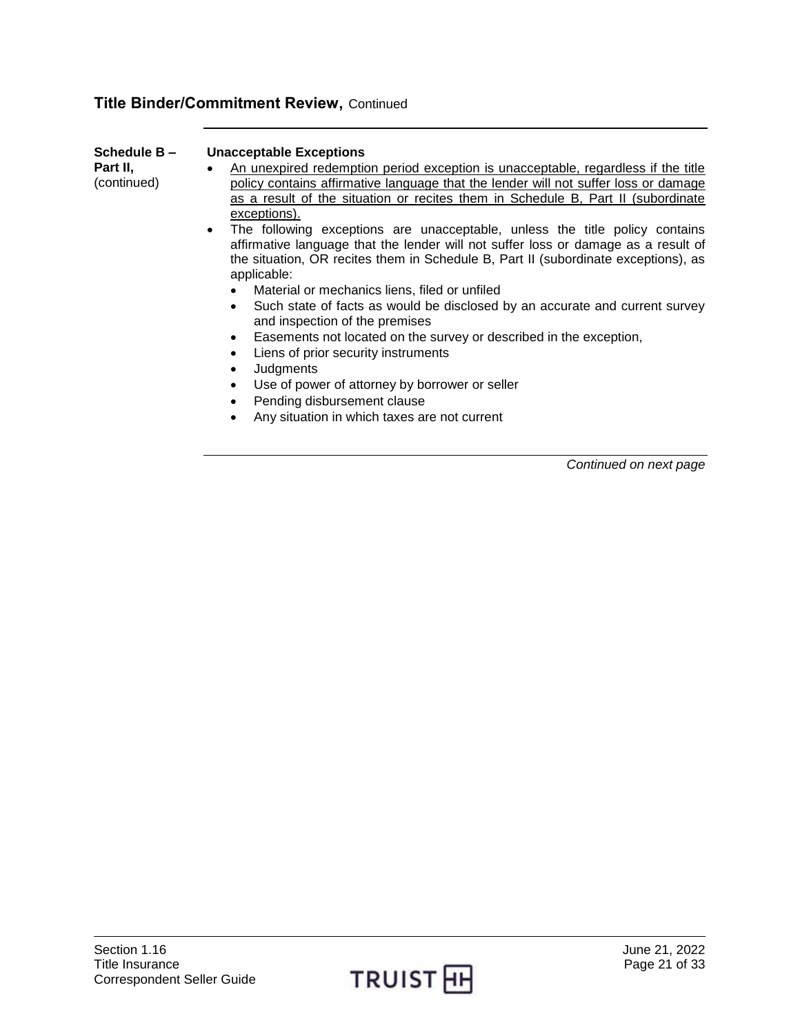## Title Binder/Commitment Review, Continued

**Schedule B – Part II,** (continued)

**Unacceptable Exceptions**

- <u>An unexpired redemption period exception is unacceptable, regardless if the title policy contains affirmative language that the lender will not suffer loss or damage as a result of the situation or recites them in Schedule B, Part II (subordinate exceptions).</u>
- The following exceptions are unacceptable, unless the title policy contains affirmative language that the lender will not suffer loss or damage as a result of the situation, OR recites them in Schedule B, Part II (subordinate exceptions), as applicable:
  - Material or mechanics liens, filed or unfiled
  - Such state of facts as would be disclosed by an accurate and current survey and inspection of the premises
  - Easements not located on the survey or described in the exception,
  - Liens of prior security instruments
  - Judgments
  - Use of power of attorney by borrower or seller
  - Pending disbursement clause
  - Any situation in which taxes are not current

*Continued on next page*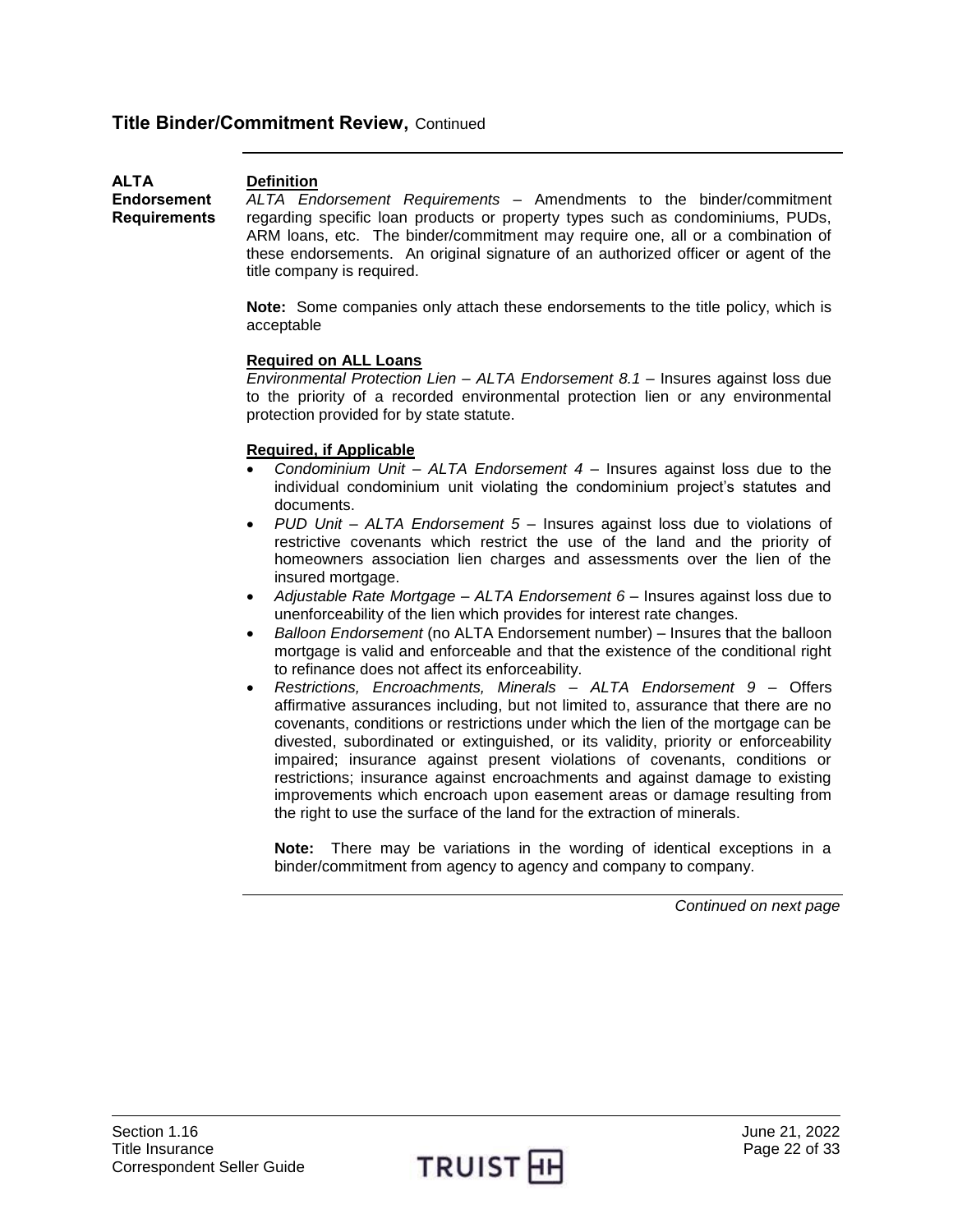## Title Binder/Commitment Review, Continued

### ALTA Endorsement Requirements

**Definition**

*ALTA Endorsement Requirements* – Amendments to the binder/commitment regarding specific loan products or property types such as condominiums, PUDs, ARM loans, etc. The binder/commitment may require one, all or a combination of these endorsements. An original signature of an authorized officer or agent of the title company is required.

**Note:** Some companies only attach these endorsements to the title policy, which is acceptable

**Required on ALL Loans**

*Environmental Protection Lien – ALTA Endorsement 8.1* – Insures against loss due to the priority of a recorded environmental protection lien or any environmental protection provided for by state statute.

**Required, if Applicable**

- *Condominium Unit – ALTA Endorsement 4* – Insures against loss due to the individual condominium unit violating the condominium project's statutes and documents.
- *PUD Unit – ALTA Endorsement 5* – Insures against loss due to violations of restrictive covenants which restrict the use of the land and the priority of homeowners association lien charges and assessments over the lien of the insured mortgage.
- *Adjustable Rate Mortgage – ALTA Endorsement 6* – Insures against loss due to unenforceability of the lien which provides for interest rate changes.
- *Balloon Endorsement* (no ALTA Endorsement number) – Insures that the balloon mortgage is valid and enforceable and that the existence of the conditional right to refinance does not affect its enforceability.
- *Restrictions, Encroachments, Minerals – ALTA Endorsement 9* – Offers affirmative assurances including, but not limited to, assurance that there are no covenants, conditions or restrictions under which the lien of the mortgage can be divested, subordinated or extinguished, or its validity, priority or enforceability impaired; insurance against present violations of covenants, conditions or restrictions; insurance against encroachments and against damage to existing improvements which encroach upon easement areas or damage resulting from the right to use the surface of the land for the extraction of minerals.

  **Note:** There may be variations in the wording of identical exceptions in a binder/commitment from agency to agency and company to company.

*Continued on next page*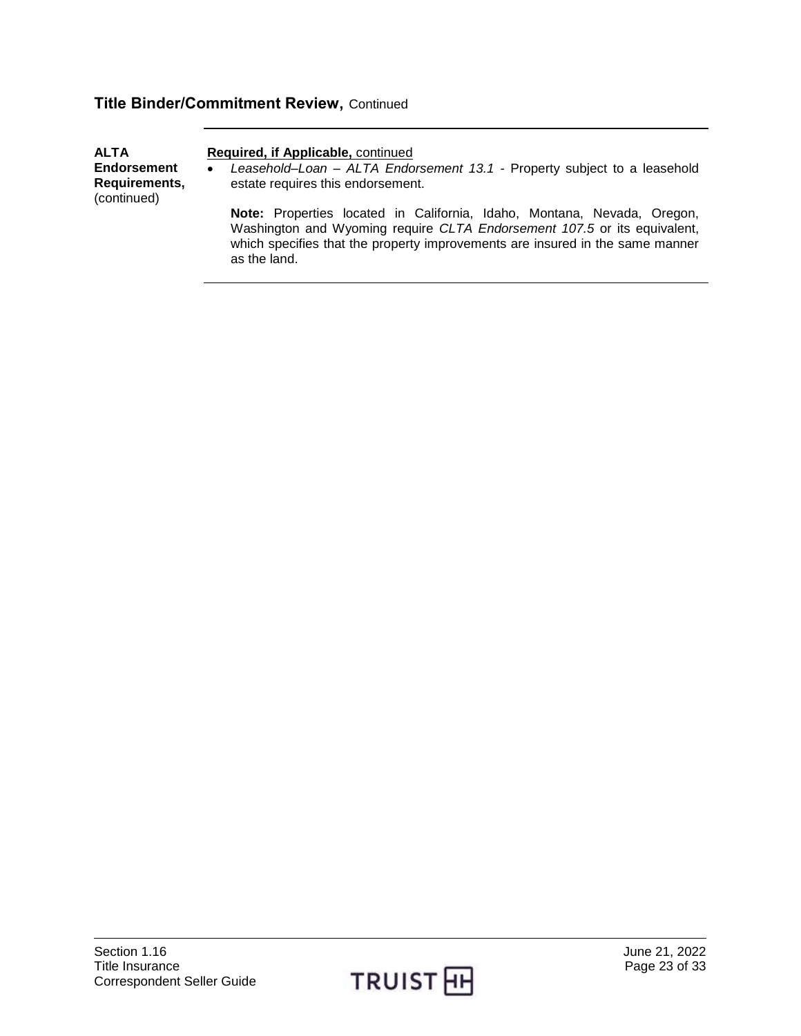## Title Binder/Commitment Review, Continued

**ALTA Endorsement Requirements,** (continued)

**Required, if Applicable,** continued

- *Leasehold–Loan – ALTA Endorsement 13.1* - Property subject to a leasehold estate requires this endorsement.

  **Note:** Properties located in California, Idaho, Montana, Nevada, Oregon, Washington and Wyoming require *CLTA Endorsement 107.5* or its equivalent, which specifies that the property improvements are insured in the same manner as the land.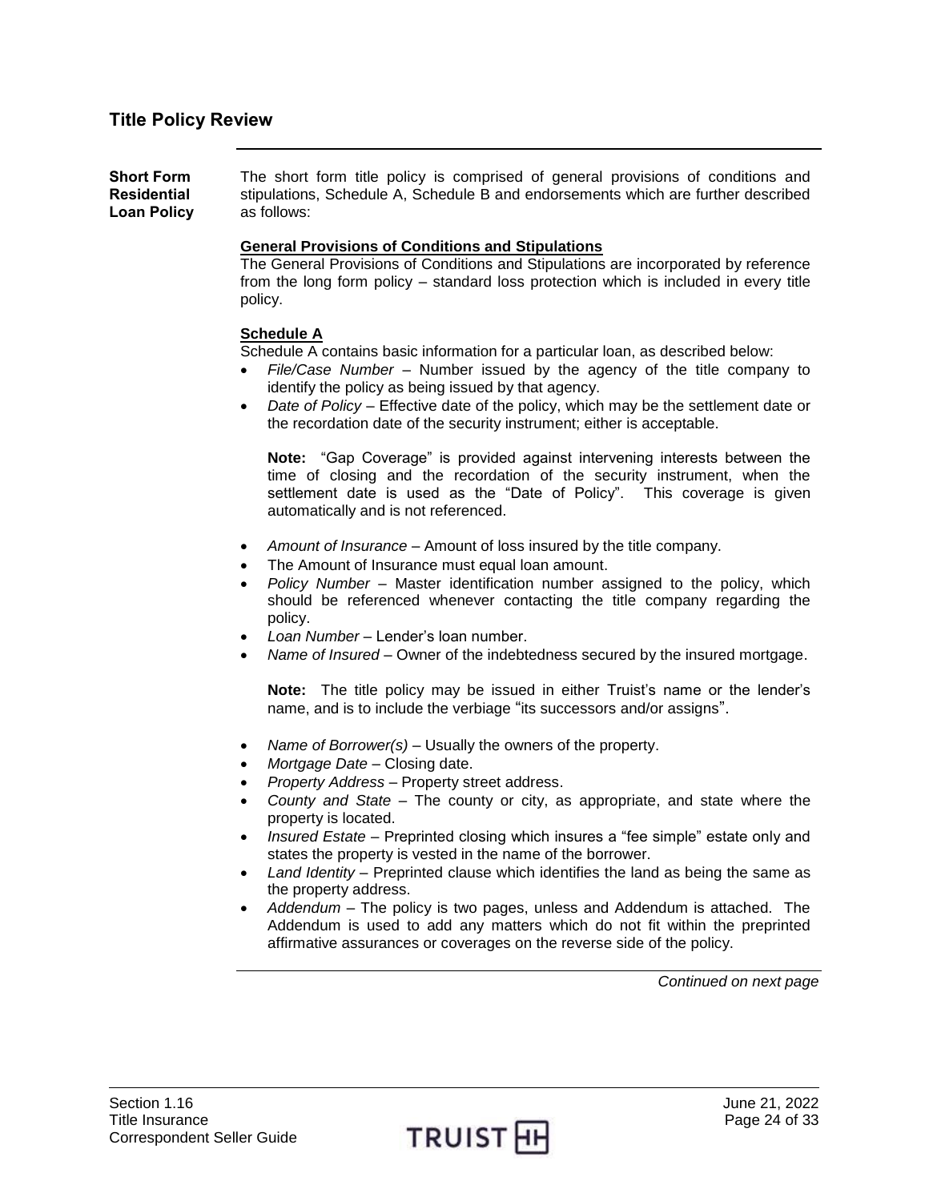## Title Policy Review

**Short Form Residential Loan Policy**

The short form title policy is comprised of general provisions of conditions and stipulations, Schedule A, Schedule B and endorsements which are further described as follows:

**General Provisions of Conditions and Stipulations**

The General Provisions of Conditions and Stipulations are incorporated by reference from the long form policy – standard loss protection which is included in every title policy.

**Schedule A**

Schedule A contains basic information for a particular loan, as described below:

- *File/Case Number* – Number issued by the agency of the title company to identify the policy as being issued by that agency.
- *Date of Policy* – Effective date of the policy, which may be the settlement date or the recordation date of the security instrument; either is acceptable.

  **Note:** "Gap Coverage" is provided against intervening interests between the time of closing and the recordation of the security instrument, when the settlement date is used as the "Date of Policy". This coverage is given automatically and is not referenced.

- *Amount of Insurance* – Amount of loss insured by the title company.
- The Amount of Insurance must equal loan amount.
- *Policy Number* – Master identification number assigned to the policy, which should be referenced whenever contacting the title company regarding the policy.
- *Loan Number* – Lender's loan number.
- *Name of Insured* – Owner of the indebtedness secured by the insured mortgage.

  **Note:** The title policy may be issued in either Truist's name or the lender's name, and is to include the verbiage "its successors and/or assigns".

- *Name of Borrower(s)* – Usually the owners of the property.
- *Mortgage Date* – Closing date.
- *Property Address* – Property street address.
- *County and State* – The county or city, as appropriate, and state where the property is located.
- *Insured Estate* – Preprinted closing which insures a "fee simple" estate only and states the property is vested in the name of the borrower.
- *Land Identity* – Preprinted clause which identifies the land as being the same as the property address.
- *Addendum* – The policy is two pages, unless and Addendum is attached. The Addendum is used to add any matters which do not fit within the preprinted affirmative assurances or coverages on the reverse side of the policy.

*Continued on next page*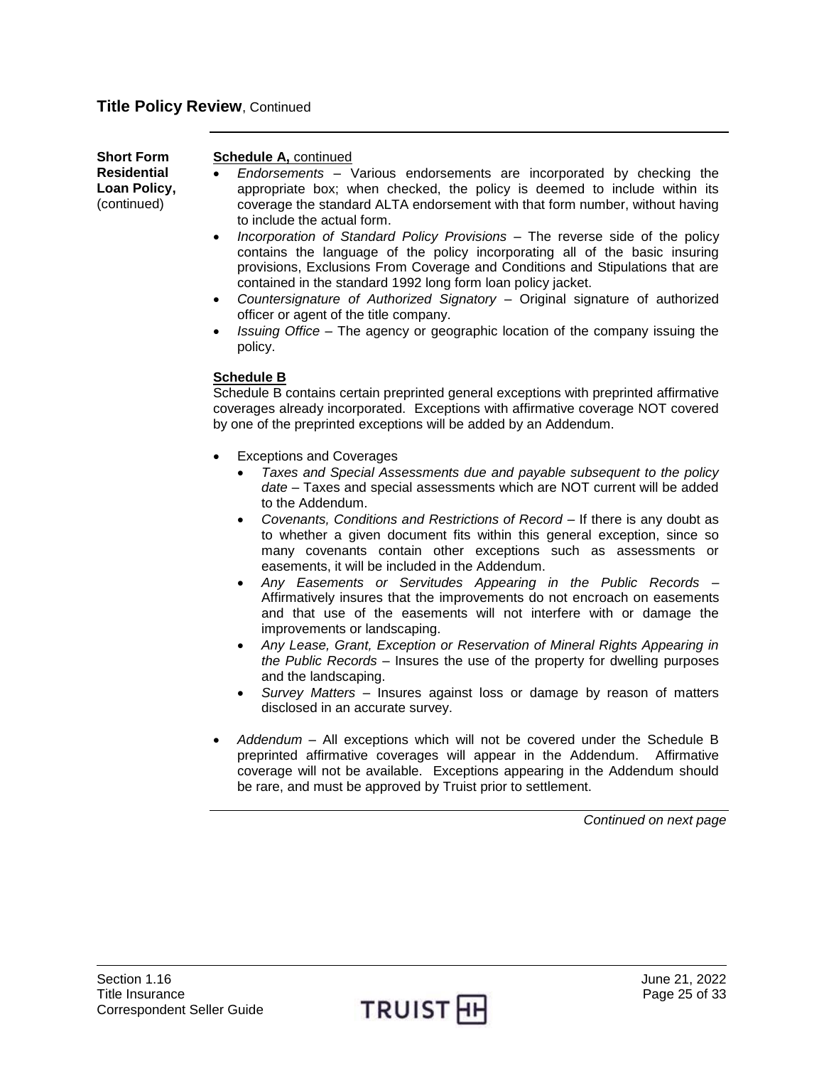## Title Policy Review, Continued

**Short Form Residential Loan Policy,** (continued)

**Schedule A,** continued

- *Endorsements* – Various endorsements are incorporated by checking the appropriate box; when checked, the policy is deemed to include within its coverage the standard ALTA endorsement with that form number, without having to include the actual form.
- *Incorporation of Standard Policy Provisions* – The reverse side of the policy contains the language of the policy incorporating all of the basic insuring provisions, Exclusions From Coverage and Conditions and Stipulations that are contained in the standard 1992 long form loan policy jacket.
- *Countersignature of Authorized Signatory* – Original signature of authorized officer or agent of the title company.
- *Issuing Office* – The agency or geographic location of the company issuing the policy.

**Schedule B**

Schedule B contains certain preprinted general exceptions with preprinted affirmative coverages already incorporated. Exceptions with affirmative coverage NOT covered by one of the preprinted exceptions will be added by an Addendum.

- Exceptions and Coverages
    - *Taxes and Special Assessments due and payable subsequent to the policy date* – Taxes and special assessments which are NOT current will be added to the Addendum.
    - *Covenants, Conditions and Restrictions of Record* – If there is any doubt as to whether a given document fits within this general exception, since so many covenants contain other exceptions such as assessments or easements, it will be included in the Addendum.
    - *Any Easements or Servitudes Appearing in the Public Records* – Affirmatively insures that the improvements do not encroach on easements and that use of the easements will not interfere with or damage the improvements or landscaping.
    - *Any Lease, Grant, Exception or Reservation of Mineral Rights Appearing in the Public Records* – Insures the use of the property for dwelling purposes and the landscaping.
    - *Survey Matters* – Insures against loss or damage by reason of matters disclosed in an accurate survey.

- *Addendum* – All exceptions which will not be covered under the Schedule B preprinted affirmative coverages will appear in the Addendum. Affirmative coverage will not be available. Exceptions appearing in the Addendum should be rare, and must be approved by Truist prior to settlement.

*Continued on next page*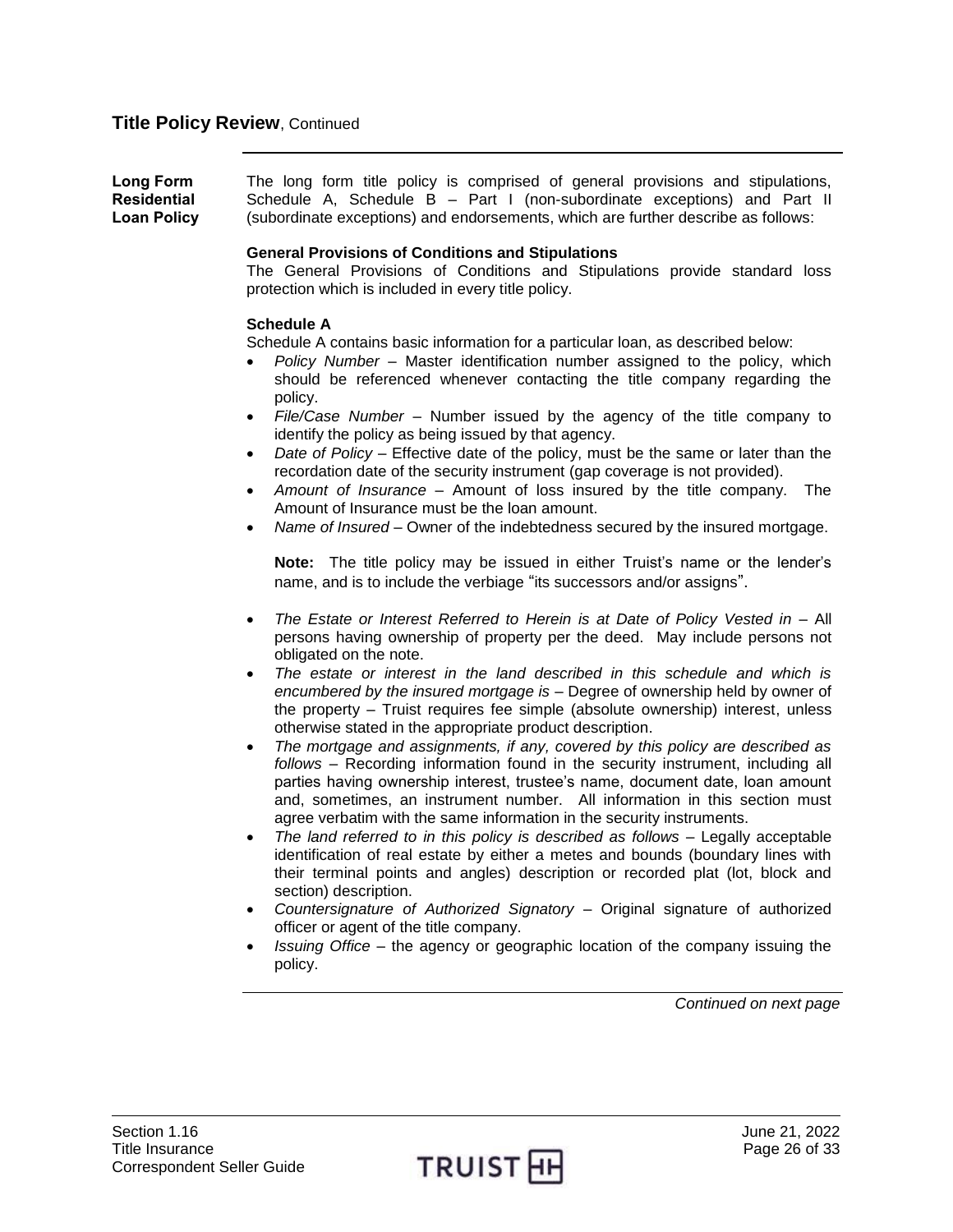## Title Policy Review, Continued

### Long Form Residential Loan Policy

The long form title policy is comprised of general provisions and stipulations, Schedule A, Schedule B – Part I (non-subordinate exceptions) and Part II (subordinate exceptions) and endorsements, which are further describe as follows:

**General Provisions of Conditions and Stipulations**
The General Provisions of Conditions and Stipulations provide standard loss protection which is included in every title policy.

**Schedule A**
Schedule A contains basic information for a particular loan, as described below:

- *Policy Number* – Master identification number assigned to the policy, which should be referenced whenever contacting the title company regarding the policy.
- *File/Case Number* – Number issued by the agency of the title company to identify the policy as being issued by that agency.
- *Date of Policy* – Effective date of the policy, must be the same or later than the recordation date of the security instrument (gap coverage is not provided).
- *Amount of Insurance* – Amount of loss insured by the title company. The Amount of Insurance must be the loan amount.
- *Name of Insured* – Owner of the indebtedness secured by the insured mortgage.

  **Note:** The title policy may be issued in either Truist's name or the lender's name, and is to include the verbiage "its successors and/or assigns".

- *The Estate or Interest Referred to Herein is at Date of Policy Vested in* – All persons having ownership of property per the deed. May include persons not obligated on the note.
- *The estate or interest in the land described in this schedule and which is encumbered by the insured mortgage is* – Degree of ownership held by owner of the property – Truist requires fee simple (absolute ownership) interest, unless otherwise stated in the appropriate product description.
- *The mortgage and assignments, if any, covered by this policy are described as follows* – Recording information found in the security instrument, including all parties having ownership interest, trustee's name, document date, loan amount and, sometimes, an instrument number. All information in this section must agree verbatim with the same information in the security instruments.
- *The land referred to in this policy is described as follows* – Legally acceptable identification of real estate by either a metes and bounds (boundary lines with their terminal points and angles) description or recorded plat (lot, block and section) description.
- *Countersignature of Authorized Signatory* – Original signature of authorized officer or agent of the title company.
- *Issuing Office* – the agency or geographic location of the company issuing the policy.

*Continued on next page*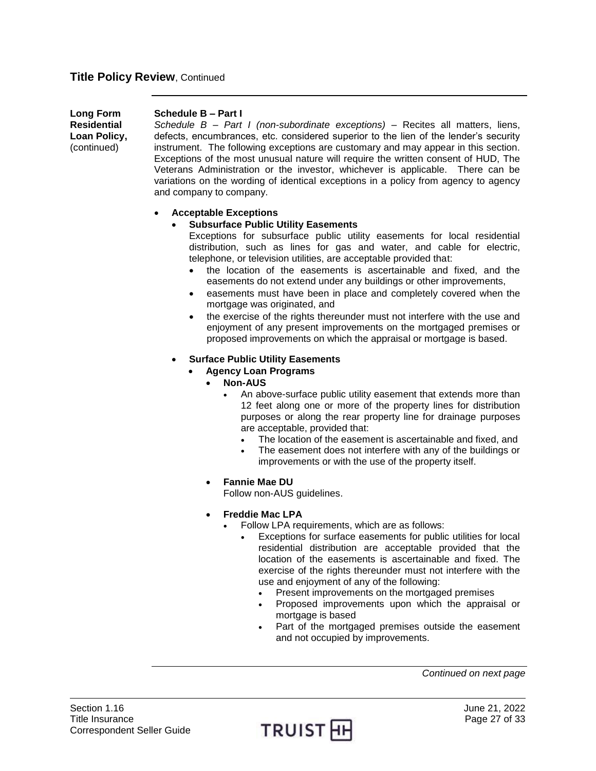## Title Policy Review, Continued

**Long Form Residential Loan Policy,** (continued)

**Schedule B – Part I**

*Schedule B – Part I (non-subordinate exceptions)* – Recites all matters, liens, defects, encumbrances, etc. considered superior to the lien of the lender's security instrument. The following exceptions are customary and may appear in this section. Exceptions of the most unusual nature will require the written consent of HUD, The Veterans Administration or the investor, whichever is applicable. There can be variations on the wording of identical exceptions in a policy from agency to agency and company to company.

- **Acceptable Exceptions**
  - **Subsurface Public Utility Easements**
    Exceptions for subsurface public utility easements for local residential distribution, such as lines for gas and water, and cable for electric, telephone, or television utilities, are acceptable provided that:
    - the location of the easements is ascertainable and fixed, and the easements do not extend under any buildings or other improvements,
    - easements must have been in place and completely covered when the mortgage was originated, and
    - the exercise of the rights thereunder must not interfere with the use and enjoyment of any present improvements on the mortgaged premises or proposed improvements on which the appraisal or mortgage is based.
  - **Surface Public Utility Easements**
    - **Agency Loan Programs**
      - **Non-AUS**
        - An above-surface public utility easement that extends more than 12 feet along one or more of the property lines for distribution purposes or along the rear property line for drainage purposes are acceptable, provided that:
          - The location of the easement is ascertainable and fixed, and
          - The easement does not interfere with any of the buildings or improvements or with the use of the property itself.
      - **Fannie Mae DU**
        Follow non-AUS guidelines.
      - **Freddie Mac LPA**
        - Follow LPA requirements, which are as follows:
          - Exceptions for surface easements for public utilities for local residential distribution are acceptable provided that the location of the easements is ascertainable and fixed. The exercise of the rights thereunder must not interfere with the use and enjoyment of any of the following:
            - Present improvements on the mortgaged premises
            - Proposed improvements upon which the appraisal or mortgage is based
            - Part of the mortgaged premises outside the easement and not occupied by improvements.

*Continued on next page*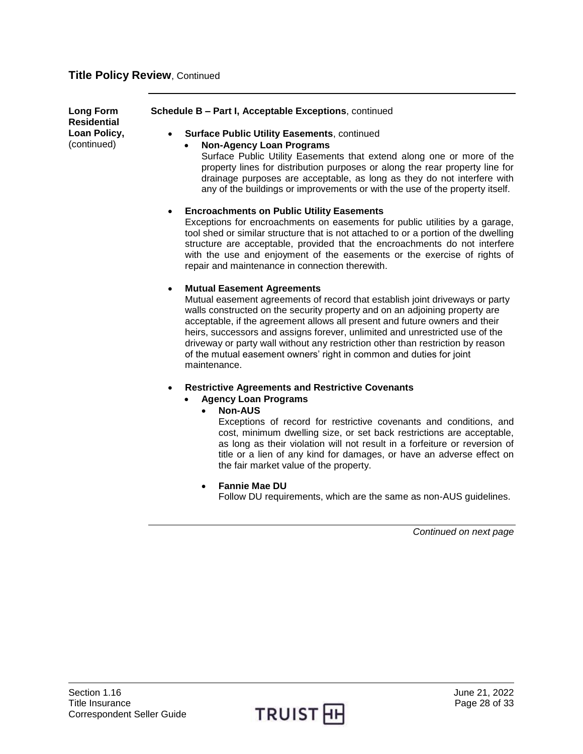## Title Policy Review, Continued

**Long Form Residential Loan Policy,** (continued)

**Schedule B – Part I, Acceptable Exceptions**, continued

- **Surface Public Utility Easements**, continued
  - **Non-Agency Loan Programs**
    Surface Public Utility Easements that extend along one or more of the property lines for distribution purposes or along the rear property line for drainage purposes are acceptable, as long as they do not interfere with any of the buildings or improvements or with the use of the property itself.

- **Encroachments on Public Utility Easements**
  Exceptions for encroachments on easements for public utilities by a garage, tool shed or similar structure that is not attached to or a portion of the dwelling structure are acceptable, provided that the encroachments do not interfere with the use and enjoyment of the easements or the exercise of rights of repair and maintenance in connection therewith.

- **Mutual Easement Agreements**
  Mutual easement agreements of record that establish joint driveways or party walls constructed on the security property and on an adjoining property are acceptable, if the agreement allows all present and future owners and their heirs, successors and assigns forever, unlimited and unrestricted use of the driveway or party wall without any restriction other than restriction by reason of the mutual easement owners' right in common and duties for joint maintenance.

- **Restrictive Agreements and Restrictive Covenants**
  - **Agency Loan Programs**
    - **Non-AUS**
      Exceptions of record for restrictive covenants and conditions, and cost, minimum dwelling size, or set back restrictions are acceptable, as long as their violation will not result in a forfeiture or reversion of title or a lien of any kind for damages, or have an adverse effect on the fair market value of the property.
    - **Fannie Mae DU**
      Follow DU requirements, which are the same as non-AUS guidelines.

*Continued on next page*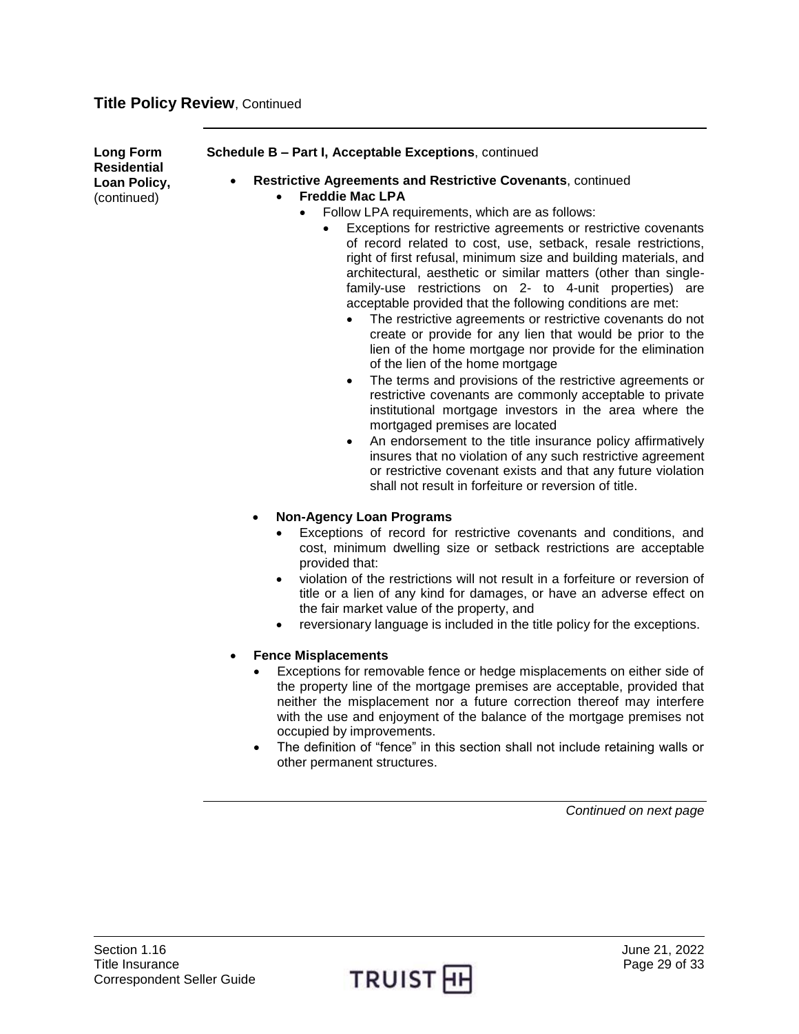## Title Policy Review, Continued

**Long Form Residential Loan Policy,** (continued)

**Schedule B – Part I, Acceptable Exceptions**, continued

- **Restrictive Agreements and Restrictive Covenants**, continued
  - **Freddie Mac LPA**
    - Follow LPA requirements, which are as follows:
      - Exceptions for restrictive agreements or restrictive covenants of record related to cost, use, setback, resale restrictions, right of first refusal, minimum size and building materials, and architectural, aesthetic or similar matters (other than single-family-use restrictions on 2- to 4-unit properties) are acceptable provided that the following conditions are met:
        - The restrictive agreements or restrictive covenants do not create or provide for any lien that would be prior to the lien of the home mortgage nor provide for the elimination of the lien of the home mortgage
        - The terms and provisions of the restrictive agreements or restrictive covenants are commonly acceptable to private institutional mortgage investors in the area where the mortgaged premises are located
        - An endorsement to the title insurance policy affirmatively insures that no violation of any such restrictive agreement or restrictive covenant exists and that any future violation shall not result in forfeiture or reversion of title.
  - **Non-Agency Loan Programs**
    - Exceptions of record for restrictive covenants and conditions, and cost, minimum dwelling size or setback restrictions are acceptable provided that:
    - violation of the restrictions will not result in a forfeiture or reversion of title or a lien of any kind for damages, or have an adverse effect on the fair market value of the property, and
    - reversionary language is included in the title policy for the exceptions.
- **Fence Misplacements**
  - Exceptions for removable fence or hedge misplacements on either side of the property line of the mortgage premises are acceptable, provided that neither the misplacement nor a future correction thereof may interfere with the use and enjoyment of the balance of the mortgage premises not occupied by improvements.
  - The definition of "fence" in this section shall not include retaining walls or other permanent structures.

*Continued on next page*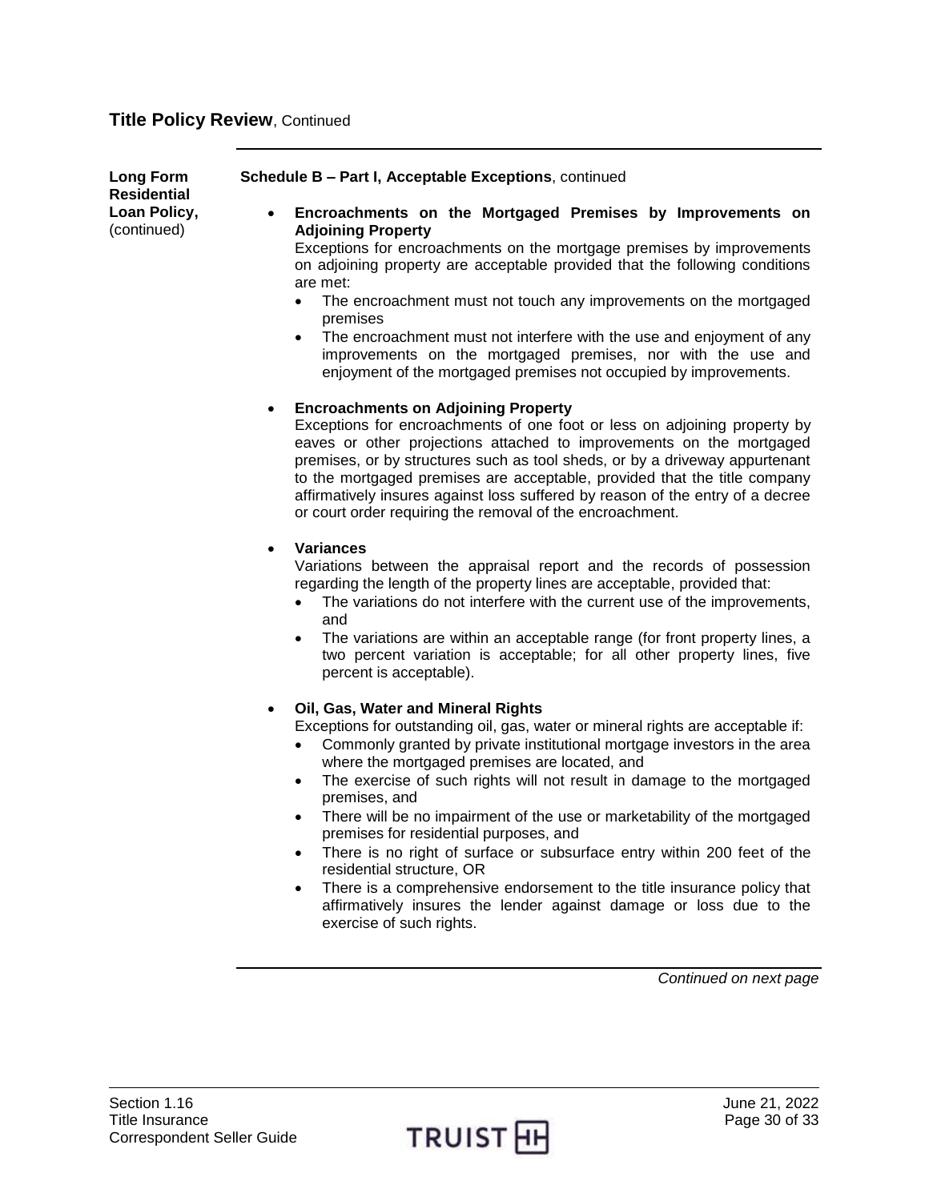## Title Policy Review, Continued

**Long Form Residential Loan Policy,** (continued)

**Schedule B – Part I, Acceptable Exceptions**, continued

- **Encroachments on the Mortgaged Premises by Improvements on Adjoining Property**
  Exceptions for encroachments on the mortgage premises by improvements on adjoining property are acceptable provided that the following conditions are met:
  - The encroachment must not touch any improvements on the mortgaged premises
  - The encroachment must not interfere with the use and enjoyment of any improvements on the mortgaged premises, nor with the use and enjoyment of the mortgaged premises not occupied by improvements.

- **Encroachments on Adjoining Property**
  Exceptions for encroachments of one foot or less on adjoining property by eaves or other projections attached to improvements on the mortgaged premises, or by structures such as tool sheds, or by a driveway appurtenant to the mortgaged premises are acceptable, provided that the title company affirmatively insures against loss suffered by reason of the entry of a decree or court order requiring the removal of the encroachment.

- **Variances**
  Variations between the appraisal report and the records of possession regarding the length of the property lines are acceptable, provided that:
  - The variations do not interfere with the current use of the improvements, and
  - The variations are within an acceptable range (for front property lines, a two percent variation is acceptable; for all other property lines, five percent is acceptable).

- **Oil, Gas, Water and Mineral Rights**
  Exceptions for outstanding oil, gas, water or mineral rights are acceptable if:
  - Commonly granted by private institutional mortgage investors in the area where the mortgaged premises are located, and
  - The exercise of such rights will not result in damage to the mortgaged premises, and
  - There will be no impairment of the use or marketability of the mortgaged premises for residential purposes, and
  - There is no right of surface or subsurface entry within 200 feet of the residential structure, OR
  - There is a comprehensive endorsement to the title insurance policy that affirmatively insures the lender against damage or loss due to the exercise of such rights.

*Continued on next page*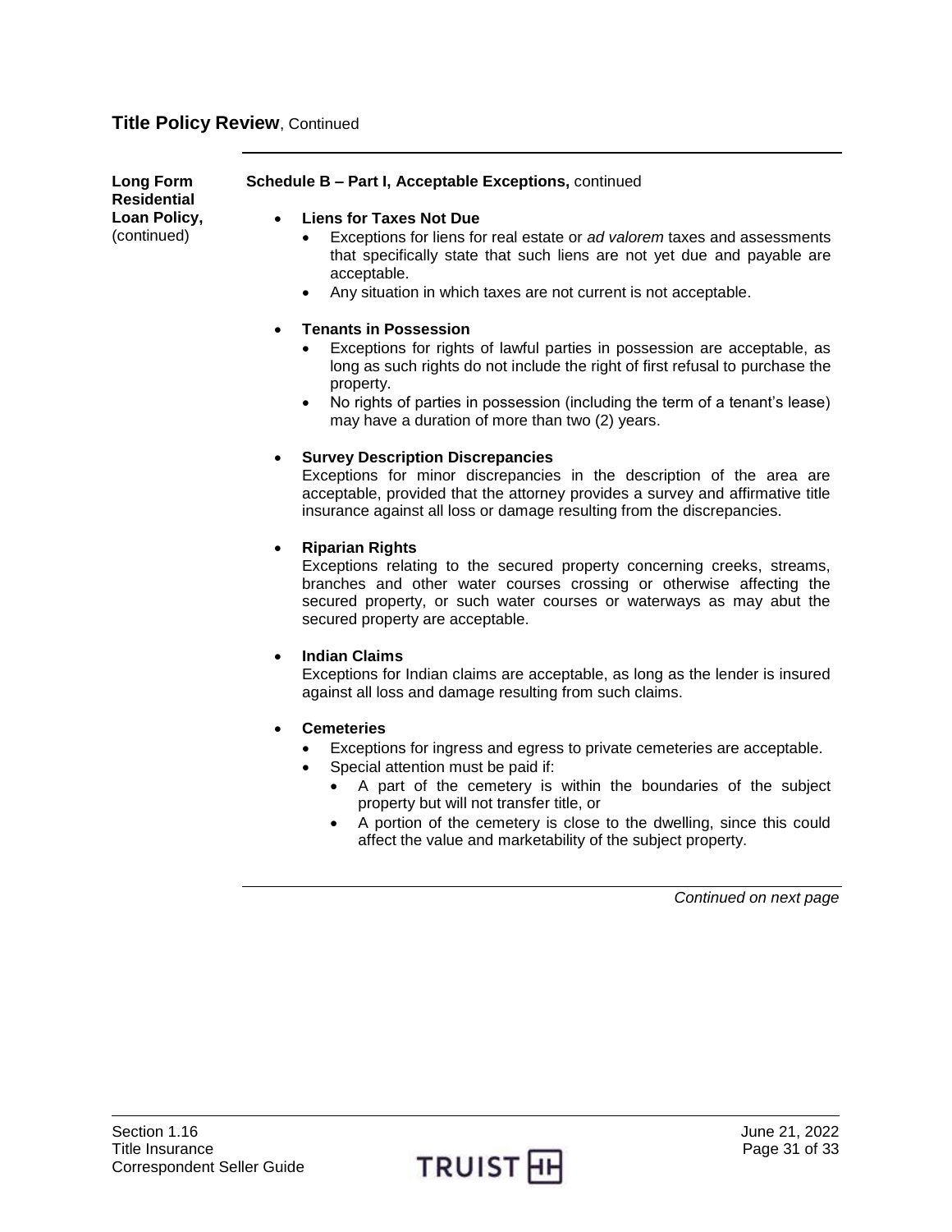## Title Policy Review, Continued

**Long Form Residential Loan Policy,** (continued)

**Schedule B – Part I, Acceptable Exceptions,** continued

- **Liens for Taxes Not Due**
  - Exceptions for liens for real estate or *ad valorem* taxes and assessments that specifically state that such liens are not yet due and payable are acceptable.
  - Any situation in which taxes are not current is not acceptable.

- **Tenants in Possession**
  - Exceptions for rights of lawful parties in possession are acceptable, as long as such rights do not include the right of first refusal to purchase the property.
  - No rights of parties in possession (including the term of a tenant's lease) may have a duration of more than two (2) years.

- **Survey Description Discrepancies**

  Exceptions for minor discrepancies in the description of the area are acceptable, provided that the attorney provides a survey and affirmative title insurance against all loss or damage resulting from the discrepancies.

- **Riparian Rights**

  Exceptions relating to the secured property concerning creeks, streams, branches and other water courses crossing or otherwise affecting the secured property, or such water courses or waterways as may abut the secured property are acceptable.

- **Indian Claims**

  Exceptions for Indian claims are acceptable, as long as the lender is insured against all loss and damage resulting from such claims.

- **Cemeteries**
  - Exceptions for ingress and egress to private cemeteries are acceptable.
  - Special attention must be paid if:
    - A part of the cemetery is within the boundaries of the subject property but will not transfer title, or
    - A portion of the cemetery is close to the dwelling, since this could affect the value and marketability of the subject property.

*Continued on next page*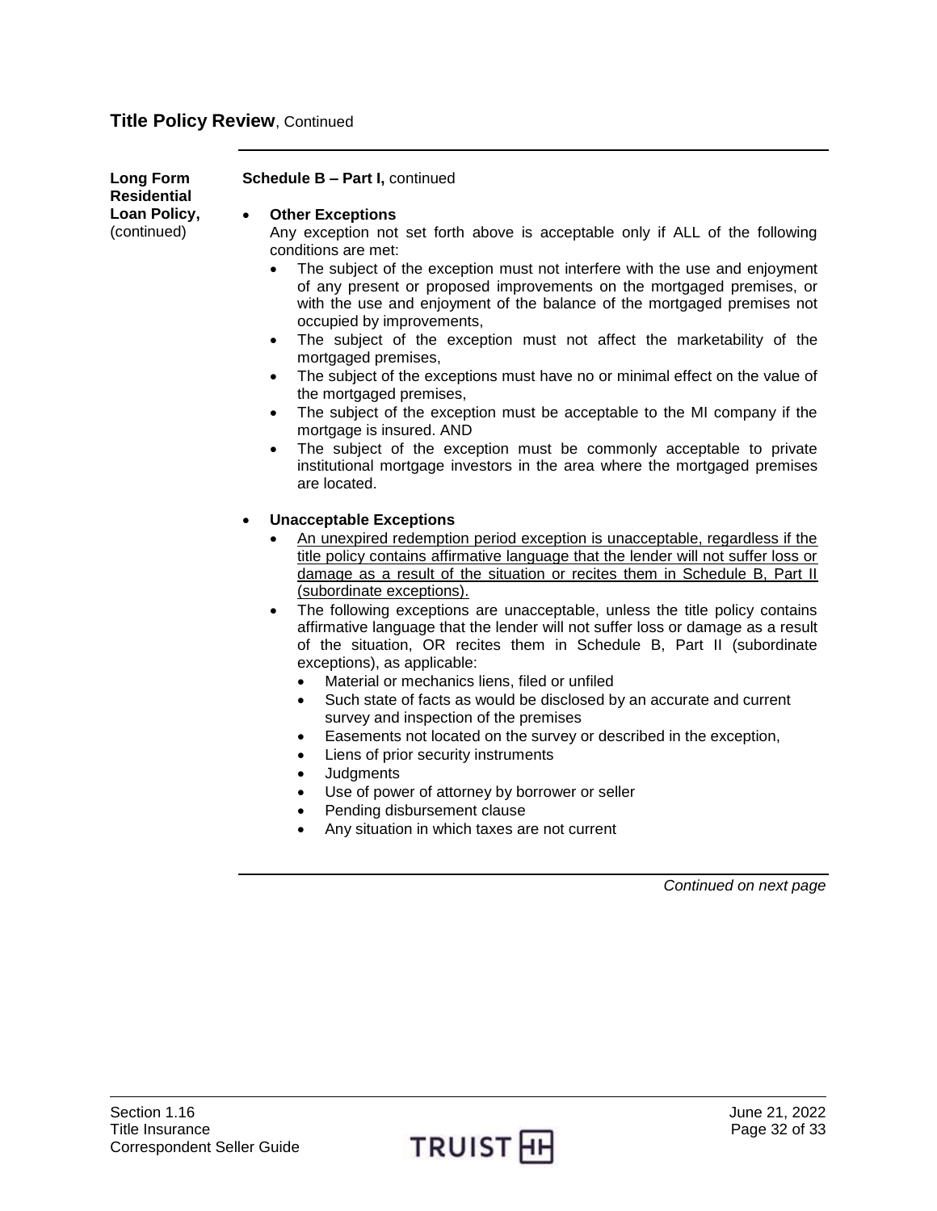## Title Policy Review, Continued

**Long Form Residential Loan Policy,** (continued)

**Schedule B – Part I,** continued

- **Other Exceptions**
  Any exception not set forth above is acceptable only if ALL of the following conditions are met:
  - The subject of the exception must not interfere with the use and enjoyment of any present or proposed improvements on the mortgaged premises, or with the use and enjoyment of the balance of the mortgaged premises not occupied by improvements,
  - The subject of the exception must not affect the marketability of the mortgaged premises,
  - The subject of the exceptions must have no or minimal effect on the value of the mortgaged premises,
  - The subject of the exception must be acceptable to the MI company if the mortgage is insured. AND
  - The subject of the exception must be commonly acceptable to private institutional mortgage investors in the area where the mortgaged premises are located.

- **Unacceptable Exceptions**
  - <u>An unexpired redemption period exception is unacceptable, regardless if the title policy contains affirmative language that the lender will not suffer loss or damage as a result of the situation or recites them in Schedule B, Part II (subordinate exceptions).</u>
  - The following exceptions are unacceptable, unless the title policy contains affirmative language that the lender will not suffer loss or damage as a result of the situation, OR recites them in Schedule B, Part II (subordinate exceptions), as applicable:
    - Material or mechanics liens, filed or unfiled
    - Such state of facts as would be disclosed by an accurate and current survey and inspection of the premises
    - Easements not located on the survey or described in the exception,
    - Liens of prior security instruments
    - Judgments
    - Use of power of attorney by borrower or seller
    - Pending disbursement clause
    - Any situation in which taxes are not current

*Continued on next page*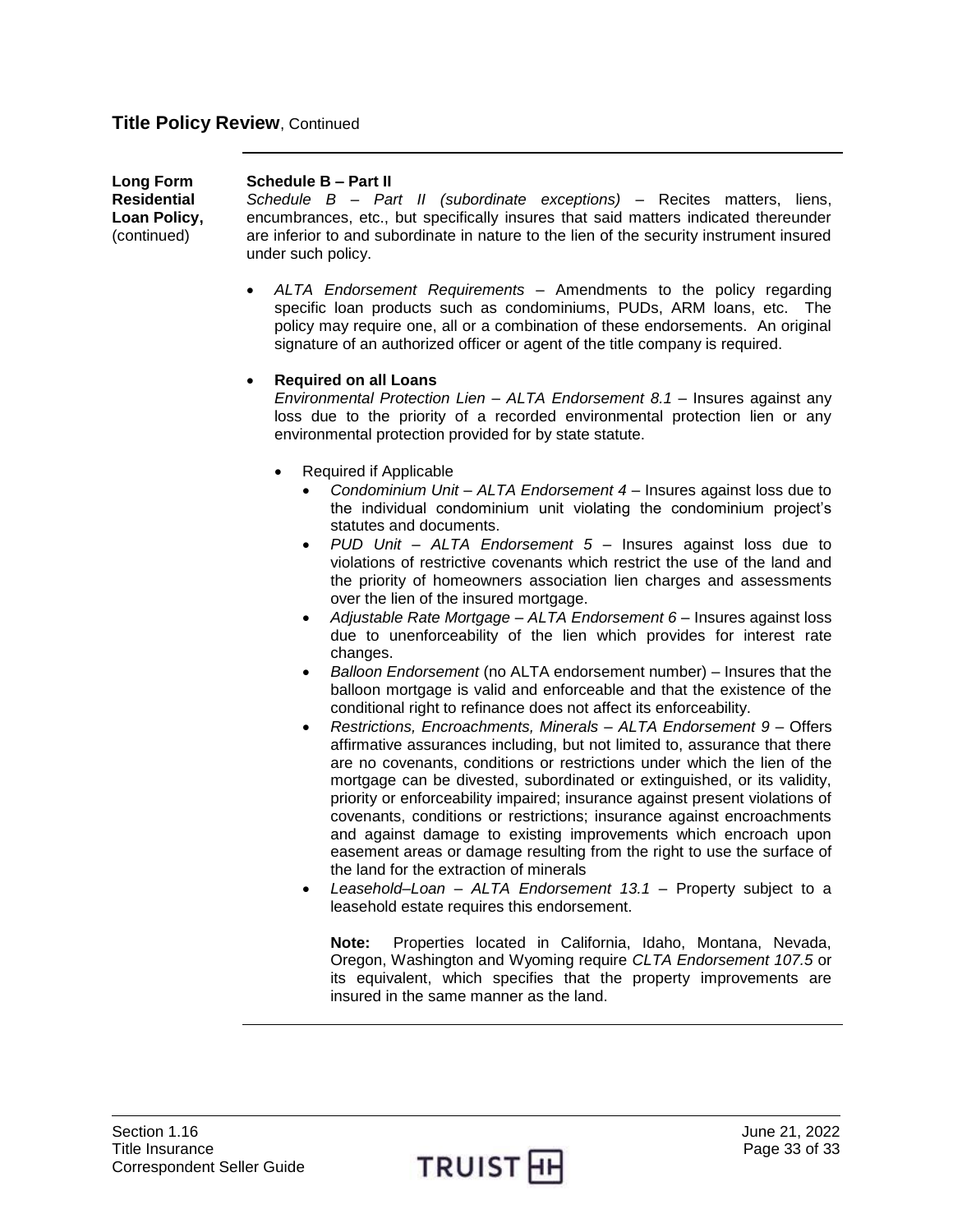## Title Policy Review, Continued

**Long Form Residential Loan Policy,** (continued)

**Schedule B – Part II**

*Schedule B – Part II (subordinate exceptions)* – Recites matters, liens, encumbrances, etc., but specifically insures that said matters indicated thereunder are inferior to and subordinate in nature to the lien of the security instrument insured under such policy.

- *ALTA Endorsement Requirements* – Amendments to the policy regarding specific loan products such as condominiums, PUDs, ARM loans, etc. The policy may require one, all or a combination of these endorsements. An original signature of an authorized officer or agent of the title company is required.

- **Required on all Loans**
  *Environmental Protection Lien – ALTA Endorsement 8.1* – Insures against any loss due to the priority of a recorded environmental protection lien or any environmental protection provided for by state statute.

  - Required if Applicable
    - *Condominium Unit – ALTA Endorsement 4* – Insures against loss due to the individual condominium unit violating the condominium project's statutes and documents.
    - *PUD Unit – ALTA Endorsement 5* – Insures against loss due to violations of restrictive covenants which restrict the use of the land and the priority of homeowners association lien charges and assessments over the lien of the insured mortgage.
    - *Adjustable Rate Mortgage – ALTA Endorsement 6* – Insures against loss due to unenforceability of the lien which provides for interest rate changes.
    - *Balloon Endorsement* (no ALTA endorsement number) – Insures that the balloon mortgage is valid and enforceable and that the existence of the conditional right to refinance does not affect its enforceability.
    - *Restrictions, Encroachments, Minerals – ALTA Endorsement 9* – Offers affirmative assurances including, but not limited to, assurance that there are no covenants, conditions or restrictions under which the lien of the mortgage can be divested, subordinated or extinguished, or its validity, priority or enforceability impaired; insurance against present violations of covenants, conditions or restrictions; insurance against encroachments and against damage to existing improvements which encroach upon easement areas or damage resulting from the right to use the surface of the land for the extraction of minerals
    - *Leasehold–Loan – ALTA Endorsement 13.1* – Property subject to a leasehold estate requires this endorsement.

    **Note:** Properties located in California, Idaho, Montana, Nevada, Oregon, Washington and Wyoming require *CLTA Endorsement 107.5* or its equivalent, which specifies that the property improvements are insured in the same manner as the land.